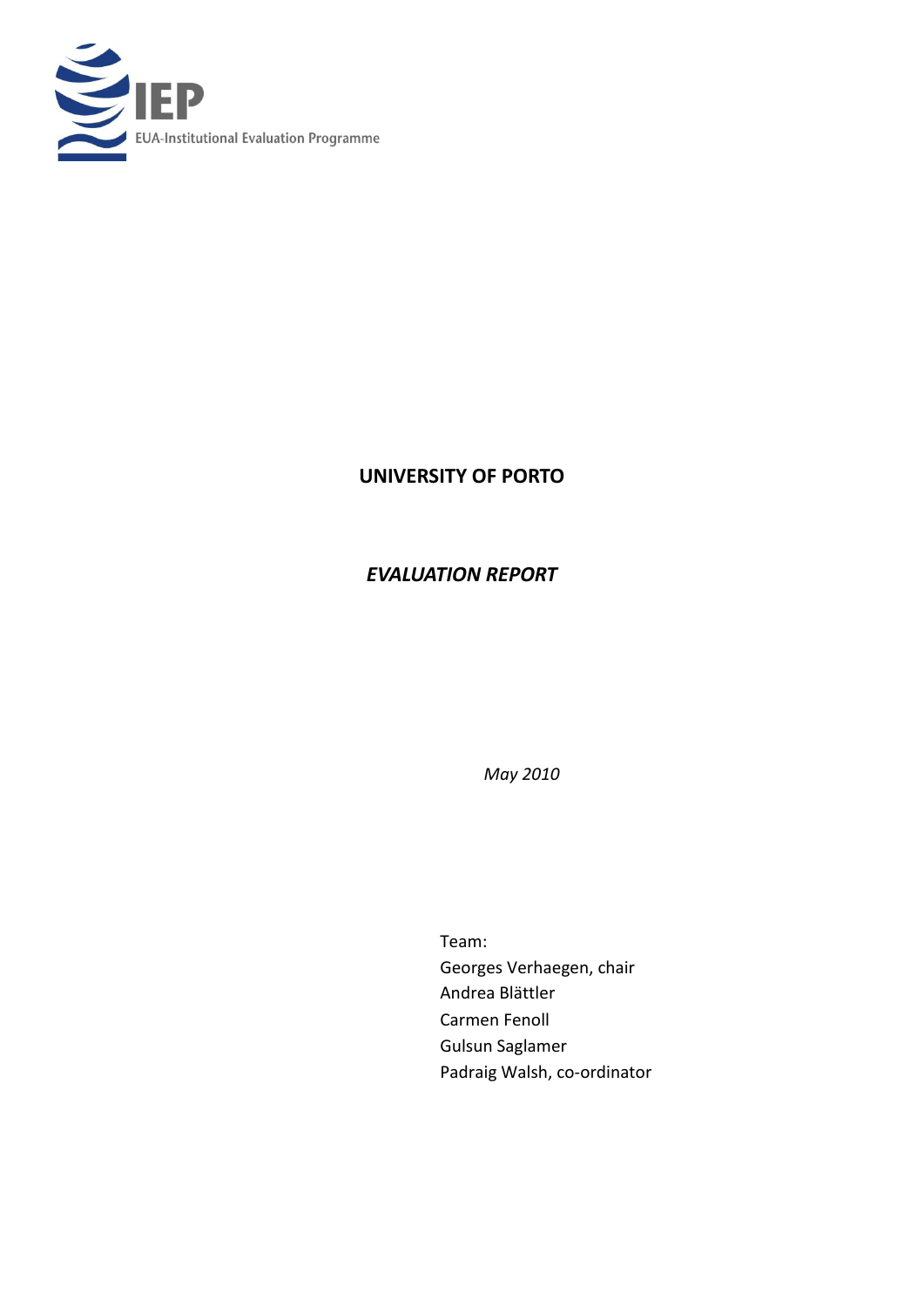IEP

EUA-Institutional Evaluation Programme

# UNIVERSITY OF PORTO

## *EVALUATION REPORT*

*May 2010*

Team:
Georges Verhaegen, chair
Andrea Blättler
Carmen Fenoll
Gulsun Saglamer
Padraig Walsh, co-ordinator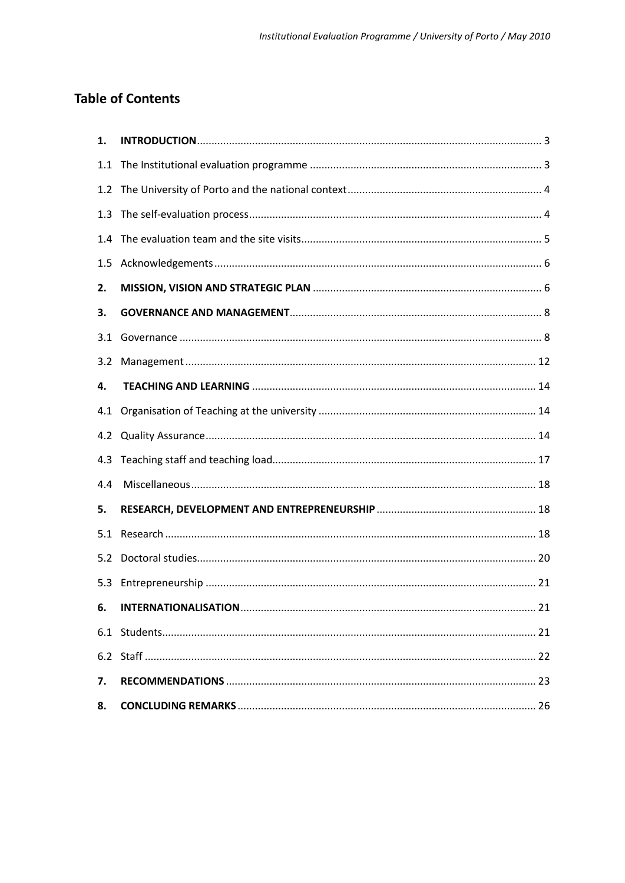## Table of Contents

| | | |
|---|---|---|
| **1.** | **INTRODUCTION** | 3 |
| 1.1 | The Institutional evaluation programme | 3 |
| 1.2 | The University of Porto and the national context | 4 |
| 1.3 | The self-evaluation process | 4 |
| 1.4 | The evaluation team and the site visits | 5 |
| 1.5 | Acknowledgements | 6 |
| **2.** | **MISSION, VISION AND STRATEGIC PLAN** | 6 |
| **3.** | **GOVERNANCE AND MANAGEMENT** | 8 |
| 3.1 | Governance | 8 |
| 3.2 | Management | 12 |
| **4.** | **TEACHING AND LEARNING** | 14 |
| 4.1 | Organisation of Teaching at the university | 14 |
| 4.2 | Quality Assurance | 14 |
| 4.3 | Teaching staff and teaching load | 17 |
| 4.4 | Miscellaneous | 18 |
| **5.** | **RESEARCH, DEVELOPMENT AND ENTREPRENEURSHIP** | 18 |
| 5.1 | Research | 18 |
| 5.2 | Doctoral studies | 20 |
| 5.3 | Entrepreneurship | 21 |
| **6.** | **INTERNATIONALISATION** | 21 |
| 6.1 | Students | 21 |
| 6.2 | Staff | 22 |
| **7.** | **RECOMMENDATIONS** | 23 |
| **8.** | **CONCLUDING REMARKS** | 26 |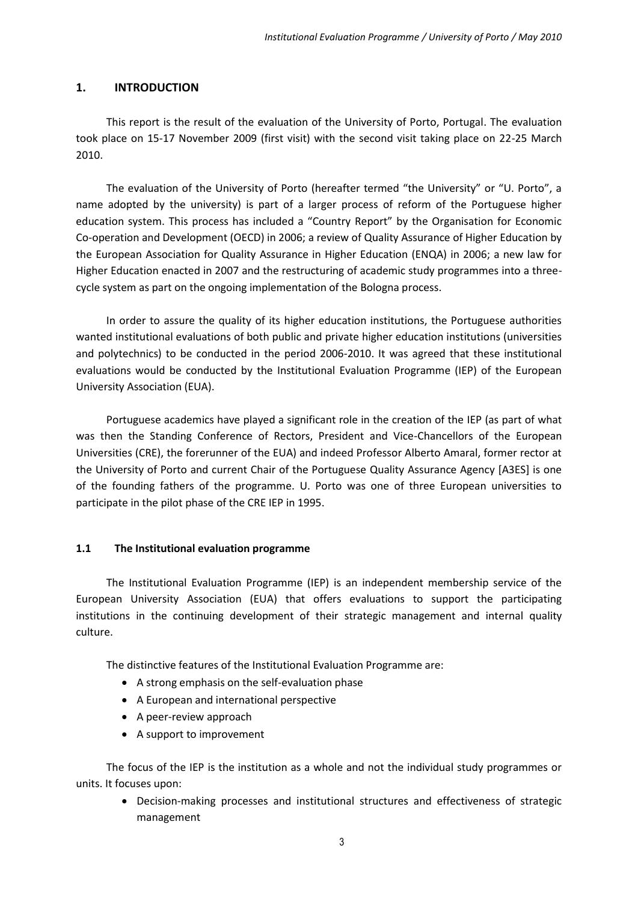## 1. INTRODUCTION

This report is the result of the evaluation of the University of Porto, Portugal. The evaluation took place on 15-17 November 2009 (first visit) with the second visit taking place on 22-25 March 2010.

The evaluation of the University of Porto (hereafter termed "the University" or "U. Porto", a name adopted by the university) is part of a larger process of reform of the Portuguese higher education system. This process has included a "Country Report" by the Organisation for Economic Co-operation and Development (OECD) in 2006; a review of Quality Assurance of Higher Education by the European Association for Quality Assurance in Higher Education (ENQA) in 2006; a new law for Higher Education enacted in 2007 and the restructuring of academic study programmes into a three-cycle system as part on the ongoing implementation of the Bologna process.

In order to assure the quality of its higher education institutions, the Portuguese authorities wanted institutional evaluations of both public and private higher education institutions (universities and polytechnics) to be conducted in the period 2006-2010. It was agreed that these institutional evaluations would be conducted by the Institutional Evaluation Programme (IEP) of the European University Association (EUA).

Portuguese academics have played a significant role in the creation of the IEP (as part of what was then the Standing Conference of Rectors, President and Vice-Chancellors of the European Universities (CRE), the forerunner of the EUA) and indeed Professor Alberto Amaral, former rector at the University of Porto and current Chair of the Portuguese Quality Assurance Agency [A3ES] is one of the founding fathers of the programme. U. Porto was one of three European universities to participate in the pilot phase of the CRE IEP in 1995.

### 1.1 The Institutional evaluation programme

The Institutional Evaluation Programme (IEP) is an independent membership service of the European University Association (EUA) that offers evaluations to support the participating institutions in the continuing development of their strategic management and internal quality culture.

The distinctive features of the Institutional Evaluation Programme are:

- A strong emphasis on the self-evaluation phase
- A European and international perspective
- A peer-review approach
- A support to improvement

The focus of the IEP is the institution as a whole and not the individual study programmes or units. It focuses upon:

- Decision-making processes and institutional structures and effectiveness of strategic management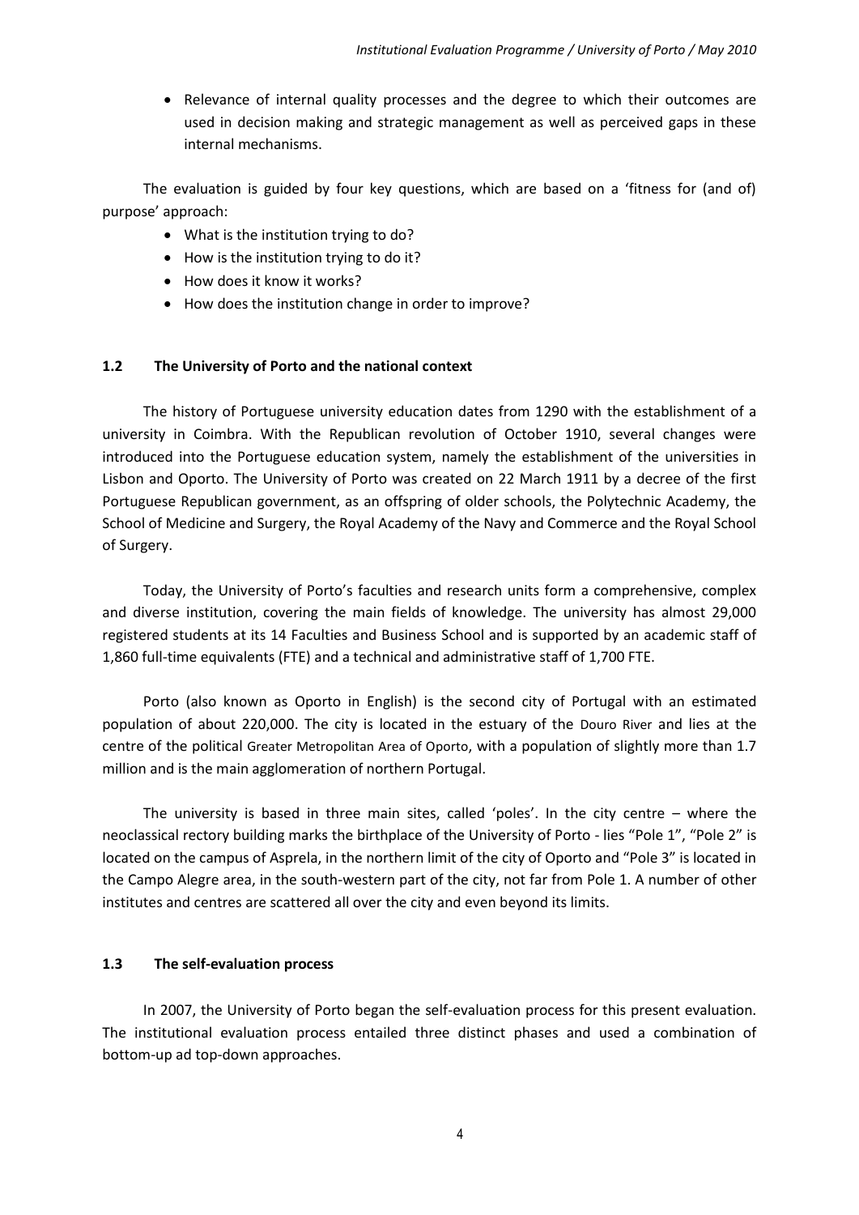- Relevance of internal quality processes and the degree to which their outcomes are used in decision making and strategic management as well as perceived gaps in these internal mechanisms.

The evaluation is guided by four key questions, which are based on a 'fitness for (and of) purpose' approach:

- What is the institution trying to do?
- How is the institution trying to do it?
- How does it know it works?
- How does the institution change in order to improve?

### 1.2 The University of Porto and the national context

The history of Portuguese university education dates from 1290 with the establishment of a university in Coimbra. With the Republican revolution of October 1910, several changes were introduced into the Portuguese education system, namely the establishment of the universities in Lisbon and Oporto. The University of Porto was created on 22 March 1911 by a decree of the first Portuguese Republican government, as an offspring of older schools, the Polytechnic Academy, the School of Medicine and Surgery, the Royal Academy of the Navy and Commerce and the Royal School of Surgery.

Today, the University of Porto's faculties and research units form a comprehensive, complex and diverse institution, covering the main fields of knowledge. The university has almost 29,000 registered students at its 14 Faculties and Business School and is supported by an academic staff of 1,860 full-time equivalents (FTE) and a technical and administrative staff of 1,700 FTE.

Porto (also known as Oporto in English) is the second city of Portugal with an estimated population of about 220,000. The city is located in the estuary of the Douro River and lies at the centre of the political Greater Metropolitan Area of Oporto, with a population of slightly more than 1.7 million and is the main agglomeration of northern Portugal.

The university is based in three main sites, called 'poles'. In the city centre – where the neoclassical rectory building marks the birthplace of the University of Porto - lies "Pole 1", "Pole 2" is located on the campus of Asprela, in the northern limit of the city of Oporto and "Pole 3" is located in the Campo Alegre area, in the south-western part of the city, not far from Pole 1. A number of other institutes and centres are scattered all over the city and even beyond its limits.

### 1.3 The self-evaluation process

In 2007, the University of Porto began the self-evaluation process for this present evaluation. The institutional evaluation process entailed three distinct phases and used a combination of bottom-up ad top-down approaches.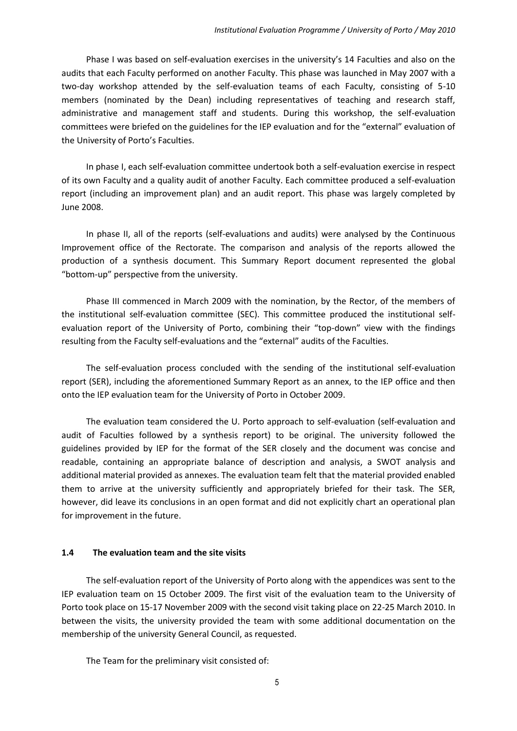Phase I was based on self-evaluation exercises in the university's 14 Faculties and also on the audits that each Faculty performed on another Faculty. This phase was launched in May 2007 with a two-day workshop attended by the self-evaluation teams of each Faculty, consisting of 5-10 members (nominated by the Dean) including representatives of teaching and research staff, administrative and management staff and students. During this workshop, the self-evaluation committees were briefed on the guidelines for the IEP evaluation and for the "external" evaluation of the University of Porto's Faculties.

In phase I, each self-evaluation committee undertook both a self-evaluation exercise in respect of its own Faculty and a quality audit of another Faculty. Each committee produced a self-evaluation report (including an improvement plan) and an audit report. This phase was largely completed by June 2008.

In phase II, all of the reports (self-evaluations and audits) were analysed by the Continuous Improvement office of the Rectorate. The comparison and analysis of the reports allowed the production of a synthesis document. This Summary Report document represented the global "bottom-up" perspective from the university.

Phase III commenced in March 2009 with the nomination, by the Rector, of the members of the institutional self-evaluation committee (SEC). This committee produced the institutional self-evaluation report of the University of Porto, combining their "top-down" view with the findings resulting from the Faculty self-evaluations and the "external" audits of the Faculties.

The self-evaluation process concluded with the sending of the institutional self-evaluation report (SER), including the aforementioned Summary Report as an annex, to the IEP office and then onto the IEP evaluation team for the University of Porto in October 2009.

The evaluation team considered the U. Porto approach to self-evaluation (self-evaluation and audit of Faculties followed by a synthesis report) to be original. The university followed the guidelines provided by IEP for the format of the SER closely and the document was concise and readable, containing an appropriate balance of description and analysis, a SWOT analysis and additional material provided as annexes. The evaluation team felt that the material provided enabled them to arrive at the university sufficiently and appropriately briefed for their task. The SER, however, did leave its conclusions in an open format and did not explicitly chart an operational plan for improvement in the future.

### 1.4 The evaluation team and the site visits

The self-evaluation report of the University of Porto along with the appendices was sent to the IEP evaluation team on 15 October 2009. The first visit of the evaluation team to the University of Porto took place on 15-17 November 2009 with the second visit taking place on 22-25 March 2010. In between the visits, the university provided the team with some additional documentation on the membership of the university General Council, as requested.

The Team for the preliminary visit consisted of: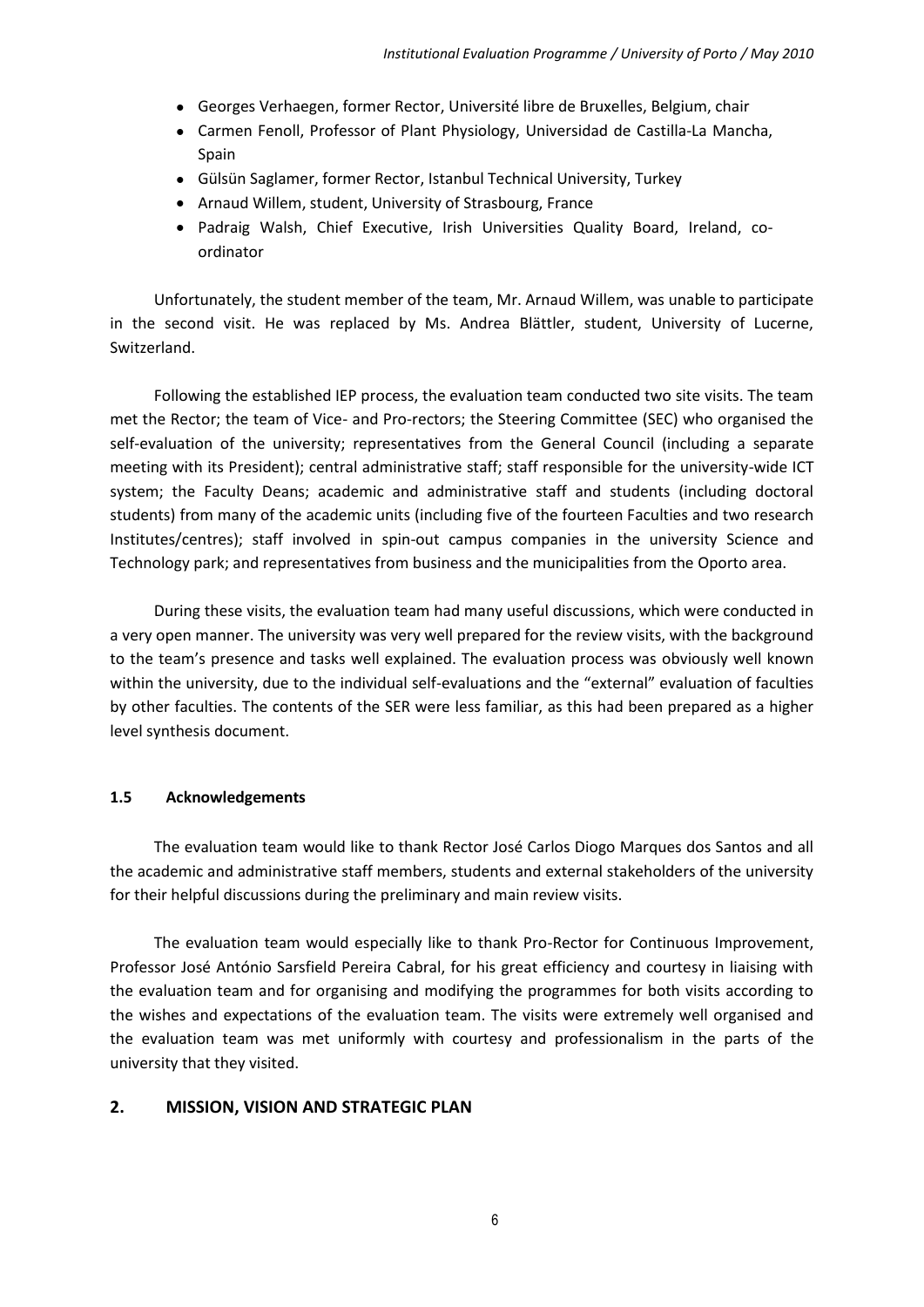- Georges Verhaegen, former Rector, Université libre de Bruxelles, Belgium, chair
- Carmen Fenoll, Professor of Plant Physiology, Universidad de Castilla-La Mancha, Spain
- Gülsün Saglamer, former Rector, Istanbul Technical University, Turkey
- Arnaud Willem, student, University of Strasbourg, France
- Padraig Walsh, Chief Executive, Irish Universities Quality Board, Ireland, co-ordinator

Unfortunately, the student member of the team, Mr. Arnaud Willem, was unable to participate in the second visit. He was replaced by Ms. Andrea Blättler, student, University of Lucerne, Switzerland.

Following the established IEP process, the evaluation team conducted two site visits. The team met the Rector; the team of Vice- and Pro-rectors; the Steering Committee (SEC) who organised the self-evaluation of the university; representatives from the General Council (including a separate meeting with its President); central administrative staff; staff responsible for the university-wide ICT system; the Faculty Deans; academic and administrative staff and students (including doctoral students) from many of the academic units (including five of the fourteen Faculties and two research Institutes/centres); staff involved in spin-out campus companies in the university Science and Technology park; and representatives from business and the municipalities from the Oporto area.

During these visits, the evaluation team had many useful discussions, which were conducted in a very open manner. The university was very well prepared for the review visits, with the background to the team's presence and tasks well explained. The evaluation process was obviously well known within the university, due to the individual self-evaluations and the "external" evaluation of faculties by other faculties. The contents of the SER were less familiar, as this had been prepared as a higher level synthesis document.

### 1.5 Acknowledgements

The evaluation team would like to thank Rector José Carlos Diogo Marques dos Santos and all the academic and administrative staff members, students and external stakeholders of the university for their helpful discussions during the preliminary and main review visits.

The evaluation team would especially like to thank Pro-Rector for Continuous Improvement, Professor José António Sarsfield Pereira Cabral, for his great efficiency and courtesy in liaising with the evaluation team and for organising and modifying the programmes for both visits according to the wishes and expectations of the evaluation team. The visits were extremely well organised and the evaluation team was met uniformly with courtesy and professionalism in the parts of the university that they visited.

## 2. MISSION, VISION AND STRATEGIC PLAN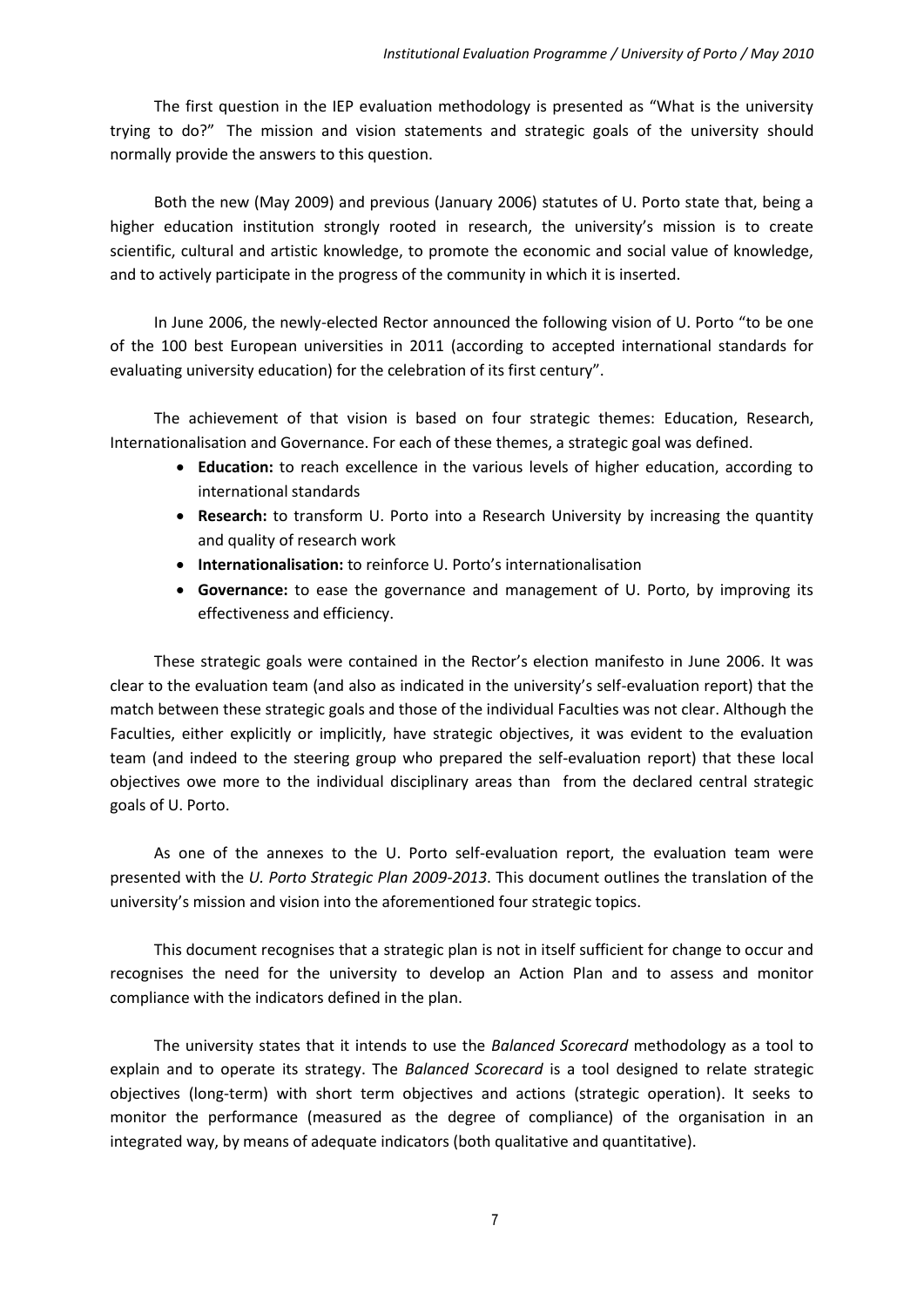The first question in the IEP evaluation methodology is presented as "What is the university trying to do?" The mission and vision statements and strategic goals of the university should normally provide the answers to this question.

Both the new (May 2009) and previous (January 2006) statutes of U. Porto state that, being a higher education institution strongly rooted in research, the university's mission is to create scientific, cultural and artistic knowledge, to promote the economic and social value of knowledge, and to actively participate in the progress of the community in which it is inserted.

In June 2006, the newly-elected Rector announced the following vision of U. Porto "to be one of the 100 best European universities in 2011 (according to accepted international standards for evaluating university education) for the celebration of its first century".

The achievement of that vision is based on four strategic themes: Education, Research, Internationalisation and Governance. For each of these themes, a strategic goal was defined.

- **Education:** to reach excellence in the various levels of higher education, according to international standards
- **Research:** to transform U. Porto into a Research University by increasing the quantity and quality of research work
- **Internationalisation:** to reinforce U. Porto's internationalisation
- **Governance:** to ease the governance and management of U. Porto, by improving its effectiveness and efficiency.

These strategic goals were contained in the Rector's election manifesto in June 2006. It was clear to the evaluation team (and also as indicated in the university's self-evaluation report) that the match between these strategic goals and those of the individual Faculties was not clear. Although the Faculties, either explicitly or implicitly, have strategic objectives, it was evident to the evaluation team (and indeed to the steering group who prepared the self-evaluation report) that these local objectives owe more to the individual disciplinary areas than from the declared central strategic goals of U. Porto.

As one of the annexes to the U. Porto self-evaluation report, the evaluation team were presented with the *U. Porto Strategic Plan 2009-2013*. This document outlines the translation of the university's mission and vision into the aforementioned four strategic topics.

This document recognises that a strategic plan is not in itself sufficient for change to occur and recognises the need for the university to develop an Action Plan and to assess and monitor compliance with the indicators defined in the plan.

The university states that it intends to use the *Balanced Scorecard* methodology as a tool to explain and to operate its strategy. The *Balanced Scorecard* is a tool designed to relate strategic objectives (long-term) with short term objectives and actions (strategic operation). It seeks to monitor the performance (measured as the degree of compliance) of the organisation in an integrated way, by means of adequate indicators (both qualitative and quantitative).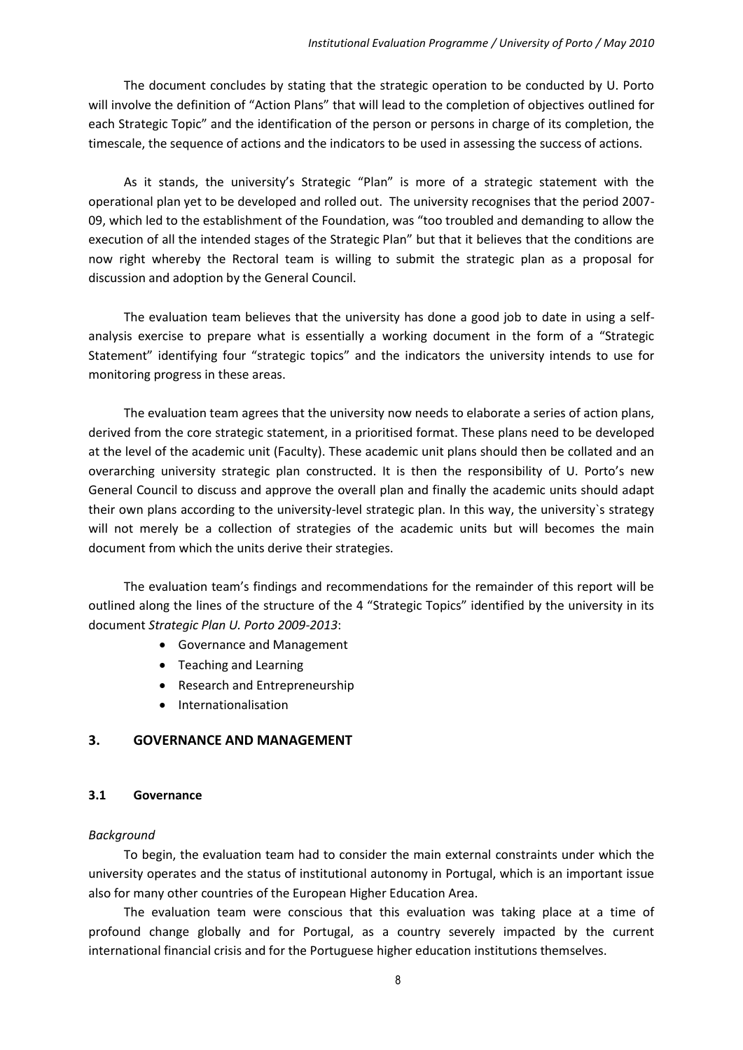The document concludes by stating that the strategic operation to be conducted by U. Porto will involve the definition of "Action Plans" that will lead to the completion of objectives outlined for each Strategic Topic" and the identification of the person or persons in charge of its completion, the timescale, the sequence of actions and the indicators to be used in assessing the success of actions.

As it stands, the university's Strategic "Plan" is more of a strategic statement with the operational plan yet to be developed and rolled out. The university recognises that the period 2007-09, which led to the establishment of the Foundation, was "too troubled and demanding to allow the execution of all the intended stages of the Strategic Plan" but that it believes that the conditions are now right whereby the Rectoral team is willing to submit the strategic plan as a proposal for discussion and adoption by the General Council.

The evaluation team believes that the university has done a good job to date in using a self-analysis exercise to prepare what is essentially a working document in the form of a "Strategic Statement" identifying four "strategic topics" and the indicators the university intends to use for monitoring progress in these areas.

The evaluation team agrees that the university now needs to elaborate a series of action plans, derived from the core strategic statement, in a prioritised format. These plans need to be developed at the level of the academic unit (Faculty). These academic unit plans should then be collated and an overarching university strategic plan constructed. It is then the responsibility of U. Porto's new General Council to discuss and approve the overall plan and finally the academic units should adapt their own plans according to the university-level strategic plan. In this way, the university`s strategy will not merely be a collection of strategies of the academic units but will becomes the main document from which the units derive their strategies.

The evaluation team's findings and recommendations for the remainder of this report will be outlined along the lines of the structure of the 4 "Strategic Topics" identified by the university in its document *Strategic Plan U. Porto 2009-2013*:

- Governance and Management
- Teaching and Learning
- Research and Entrepreneurship
- Internationalisation

## 3. GOVERNANCE AND MANAGEMENT

### 3.1 Governance

*Background*

To begin, the evaluation team had to consider the main external constraints under which the university operates and the status of institutional autonomy in Portugal, which is an important issue also for many other countries of the European Higher Education Area.

The evaluation team were conscious that this evaluation was taking place at a time of profound change globally and for Portugal, as a country severely impacted by the current international financial crisis and for the Portuguese higher education institutions themselves.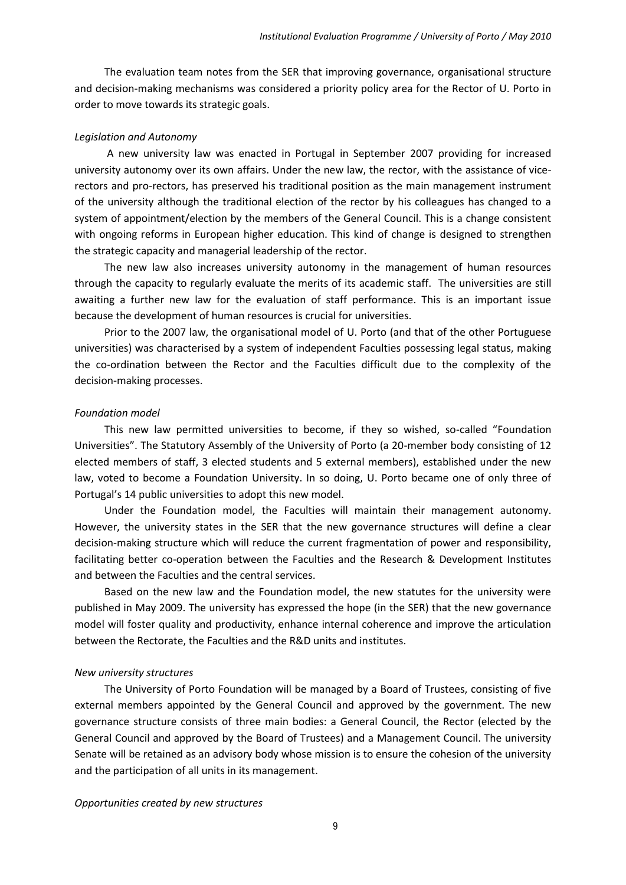The evaluation team notes from the SER that improving governance, organisational structure and decision-making mechanisms was considered a priority policy area for the Rector of U. Porto in order to move towards its strategic goals.

*Legislation and Autonomy*

A new university law was enacted in Portugal in September 2007 providing for increased university autonomy over its own affairs. Under the new law, the rector, with the assistance of vice-rectors and pro-rectors, has preserved his traditional position as the main management instrument of the university although the traditional election of the rector by his colleagues has changed to a system of appointment/election by the members of the General Council. This is a change consistent with ongoing reforms in European higher education. This kind of change is designed to strengthen the strategic capacity and managerial leadership of the rector.

The new law also increases university autonomy in the management of human resources through the capacity to regularly evaluate the merits of its academic staff. The universities are still awaiting a further new law for the evaluation of staff performance. This is an important issue because the development of human resources is crucial for universities.

Prior to the 2007 law, the organisational model of U. Porto (and that of the other Portuguese universities) was characterised by a system of independent Faculties possessing legal status, making the co-ordination between the Rector and the Faculties difficult due to the complexity of the decision-making processes.

*Foundation model*

This new law permitted universities to become, if they so wished, so-called "Foundation Universities". The Statutory Assembly of the University of Porto (a 20-member body consisting of 12 elected members of staff, 3 elected students and 5 external members), established under the new law, voted to become a Foundation University. In so doing, U. Porto became one of only three of Portugal's 14 public universities to adopt this new model.

Under the Foundation model, the Faculties will maintain their management autonomy. However, the university states in the SER that the new governance structures will define a clear decision-making structure which will reduce the current fragmentation of power and responsibility, facilitating better co-operation between the Faculties and the Research & Development Institutes and between the Faculties and the central services.

Based on the new law and the Foundation model, the new statutes for the university were published in May 2009. The university has expressed the hope (in the SER) that the new governance model will foster quality and productivity, enhance internal coherence and improve the articulation between the Rectorate, the Faculties and the R&D units and institutes.

*New university structures*

The University of Porto Foundation will be managed by a Board of Trustees, consisting of five external members appointed by the General Council and approved by the government. The new governance structure consists of three main bodies: a General Council, the Rector (elected by the General Council and approved by the Board of Trustees) and a Management Council. The university Senate will be retained as an advisory body whose mission is to ensure the cohesion of the university and the participation of all units in its management.

*Opportunities created by new structures*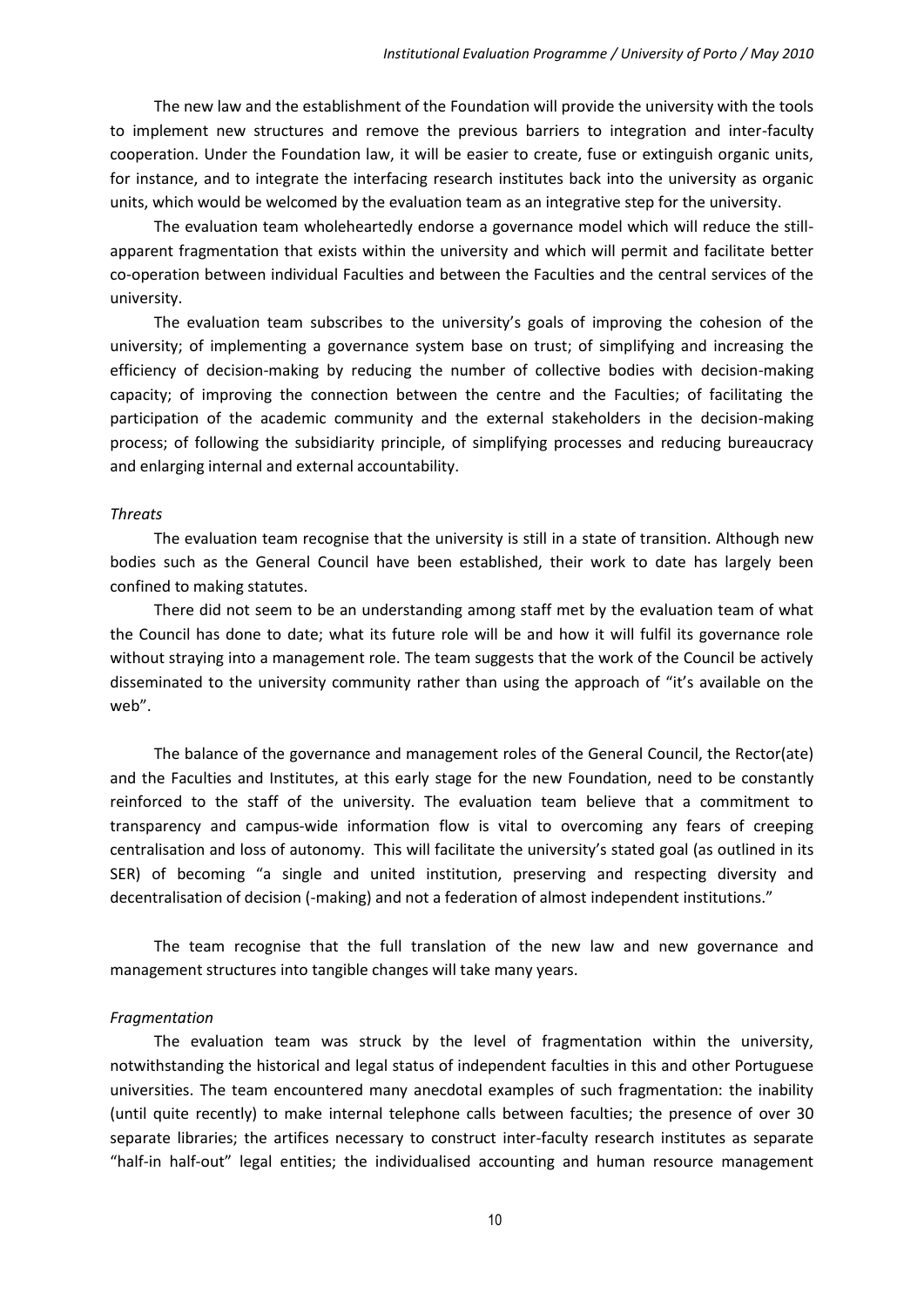The new law and the establishment of the Foundation will provide the university with the tools to implement new structures and remove the previous barriers to integration and inter-faculty cooperation. Under the Foundation law, it will be easier to create, fuse or extinguish organic units, for instance, and to integrate the interfacing research institutes back into the university as organic units, which would be welcomed by the evaluation team as an integrative step for the university.

The evaluation team wholeheartedly endorse a governance model which will reduce the still-apparent fragmentation that exists within the university and which will permit and facilitate better co-operation between individual Faculties and between the Faculties and the central services of the university.

The evaluation team subscribes to the university's goals of improving the cohesion of the university; of implementing a governance system base on trust; of simplifying and increasing the efficiency of decision-making by reducing the number of collective bodies with decision-making capacity; of improving the connection between the centre and the Faculties; of facilitating the participation of the academic community and the external stakeholders in the decision-making process; of following the subsidiarity principle, of simplifying processes and reducing bureaucracy and enlarging internal and external accountability.

*Threats*

The evaluation team recognise that the university is still in a state of transition. Although new bodies such as the General Council have been established, their work to date has largely been confined to making statutes.

There did not seem to be an understanding among staff met by the evaluation team of what the Council has done to date; what its future role will be and how it will fulfil its governance role without straying into a management role. The team suggests that the work of the Council be actively disseminated to the university community rather than using the approach of "it's available on the web".

The balance of the governance and management roles of the General Council, the Rector(ate) and the Faculties and Institutes, at this early stage for the new Foundation, need to be constantly reinforced to the staff of the university. The evaluation team believe that a commitment to transparency and campus-wide information flow is vital to overcoming any fears of creeping centralisation and loss of autonomy. This will facilitate the university's stated goal (as outlined in its SER) of becoming "a single and united institution, preserving and respecting diversity and decentralisation of decision (-making) and not a federation of almost independent institutions."

The team recognise that the full translation of the new law and new governance and management structures into tangible changes will take many years.

*Fragmentation*

The evaluation team was struck by the level of fragmentation within the university, notwithstanding the historical and legal status of independent faculties in this and other Portuguese universities. The team encountered many anecdotal examples of such fragmentation: the inability (until quite recently) to make internal telephone calls between faculties; the presence of over 30 separate libraries; the artifices necessary to construct inter-faculty research institutes as separate "half-in half-out" legal entities; the individualised accounting and human resource management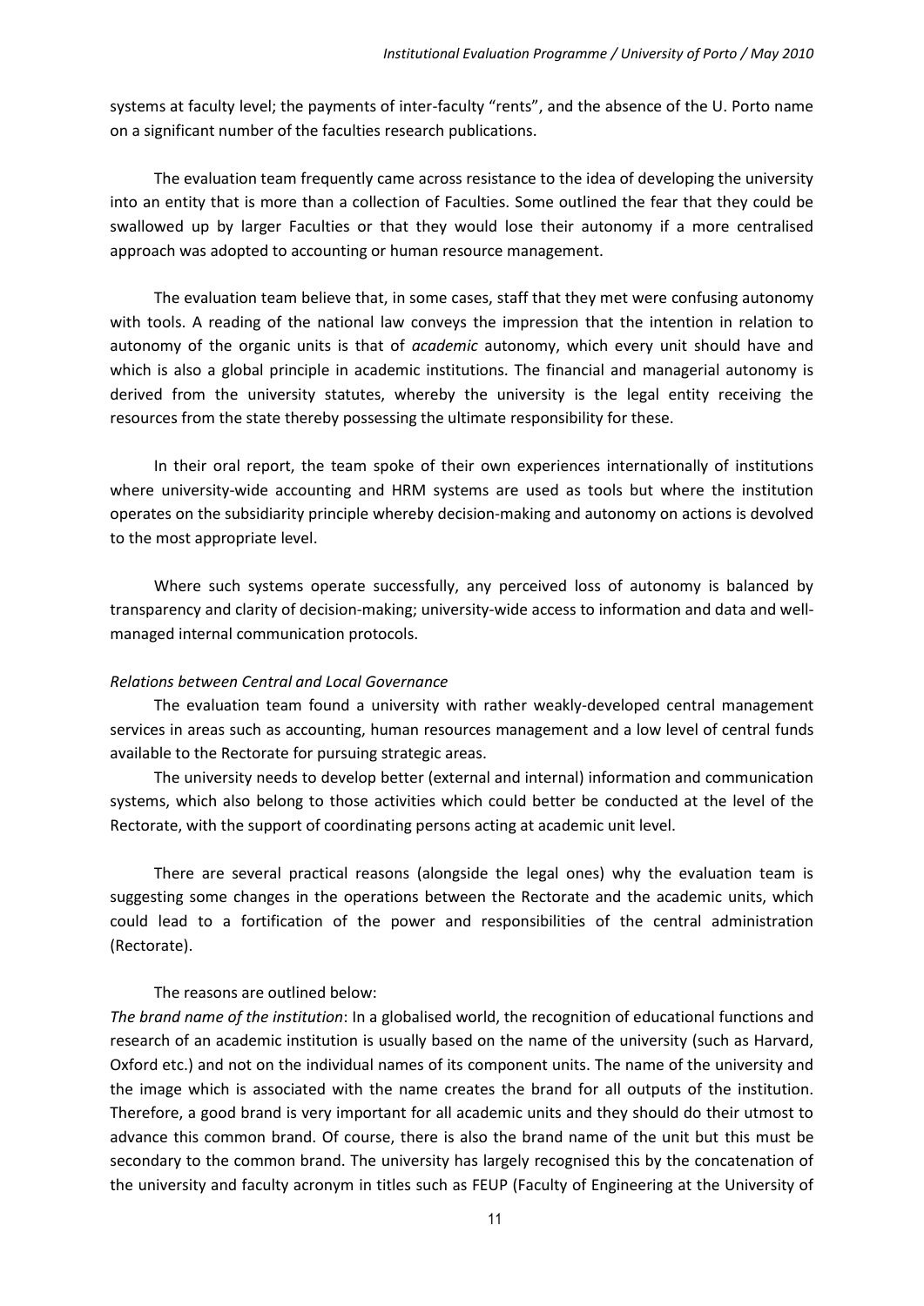systems at faculty level; the payments of inter-faculty "rents", and the absence of the U. Porto name on a significant number of the faculties research publications.

The evaluation team frequently came across resistance to the idea of developing the university into an entity that is more than a collection of Faculties. Some outlined the fear that they could be swallowed up by larger Faculties or that they would lose their autonomy if a more centralised approach was adopted to accounting or human resource management.

The evaluation team believe that, in some cases, staff that they met were confusing autonomy with tools. A reading of the national law conveys the impression that the intention in relation to autonomy of the organic units is that of *academic* autonomy, which every unit should have and which is also a global principle in academic institutions. The financial and managerial autonomy is derived from the university statutes, whereby the university is the legal entity receiving the resources from the state thereby possessing the ultimate responsibility for these.

In their oral report, the team spoke of their own experiences internationally of institutions where university-wide accounting and HRM systems are used as tools but where the institution operates on the subsidiarity principle whereby decision-making and autonomy on actions is devolved to the most appropriate level.

Where such systems operate successfully, any perceived loss of autonomy is balanced by transparency and clarity of decision-making; university-wide access to information and data and well-managed internal communication protocols.

*Relations between Central and Local Governance*

The evaluation team found a university with rather weakly-developed central management services in areas such as accounting, human resources management and a low level of central funds available to the Rectorate for pursuing strategic areas.

The university needs to develop better (external and internal) information and communication systems, which also belong to those activities which could better be conducted at the level of the Rectorate, with the support of coordinating persons acting at academic unit level.

There are several practical reasons (alongside the legal ones) why the evaluation team is suggesting some changes in the operations between the Rectorate and the academic units, which could lead to a fortification of the power and responsibilities of the central administration (Rectorate).

The reasons are outlined below:

*The brand name of the institution*: In a globalised world, the recognition of educational functions and research of an academic institution is usually based on the name of the university (such as Harvard, Oxford etc.) and not on the individual names of its component units. The name of the university and the image which is associated with the name creates the brand for all outputs of the institution. Therefore, a good brand is very important for all academic units and they should do their utmost to advance this common brand. Of course, there is also the brand name of the unit but this must be secondary to the common brand. The university has largely recognised this by the concatenation of the university and faculty acronym in titles such as FEUP (Faculty of Engineering at the University of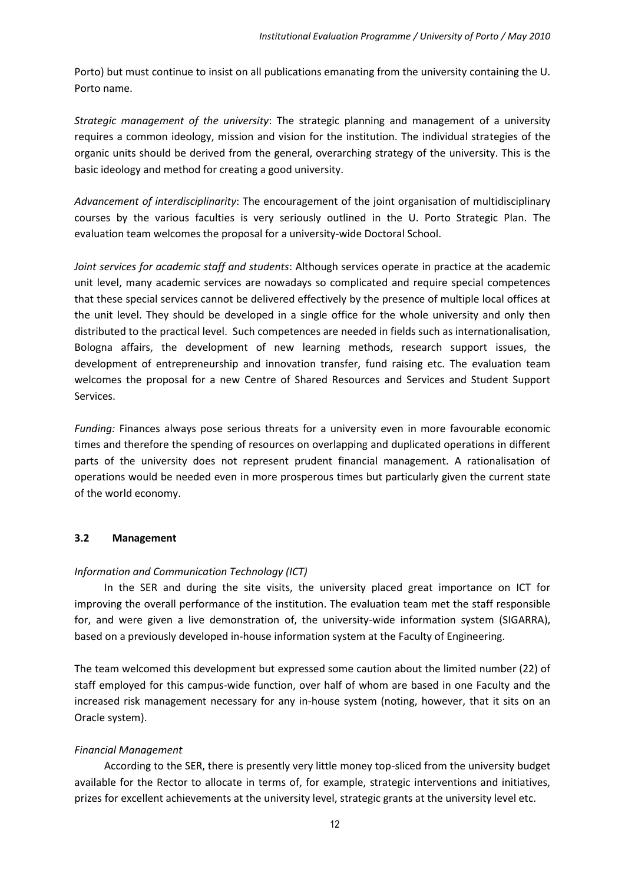Porto) but must continue to insist on all publications emanating from the university containing the U. Porto name.

*Strategic management of the university*: The strategic planning and management of a university requires a common ideology, mission and vision for the institution. The individual strategies of the organic units should be derived from the general, overarching strategy of the university. This is the basic ideology and method for creating a good university.

*Advancement of interdisciplinarity*: The encouragement of the joint organisation of multidisciplinary courses by the various faculties is very seriously outlined in the U. Porto Strategic Plan. The evaluation team welcomes the proposal for a university-wide Doctoral School.

*Joint services for academic staff and students*: Although services operate in practice at the academic unit level, many academic services are nowadays so complicated and require special competences that these special services cannot be delivered effectively by the presence of multiple local offices at the unit level. They should be developed in a single office for the whole university and only then distributed to the practical level. Such competences are needed in fields such as internationalisation, Bologna affairs, the development of new learning methods, research support issues, the development of entrepreneurship and innovation transfer, fund raising etc. The evaluation team welcomes the proposal for a new Centre of Shared Resources and Services and Student Support Services.

*Funding:* Finances always pose serious threats for a university even in more favourable economic times and therefore the spending of resources on overlapping and duplicated operations in different parts of the university does not represent prudent financial management. A rationalisation of operations would be needed even in more prosperous times but particularly given the current state of the world economy.

### 3.2 Management

*Information and Communication Technology (ICT)*

In the SER and during the site visits, the university placed great importance on ICT for improving the overall performance of the institution. The evaluation team met the staff responsible for, and were given a live demonstration of, the university-wide information system (SIGARRA), based on a previously developed in-house information system at the Faculty of Engineering.

The team welcomed this development but expressed some caution about the limited number (22) of staff employed for this campus-wide function, over half of whom are based in one Faculty and the increased risk management necessary for any in-house system (noting, however, that it sits on an Oracle system).

*Financial Management*

According to the SER, there is presently very little money top-sliced from the university budget available for the Rector to allocate in terms of, for example, strategic interventions and initiatives, prizes for excellent achievements at the university level, strategic grants at the university level etc.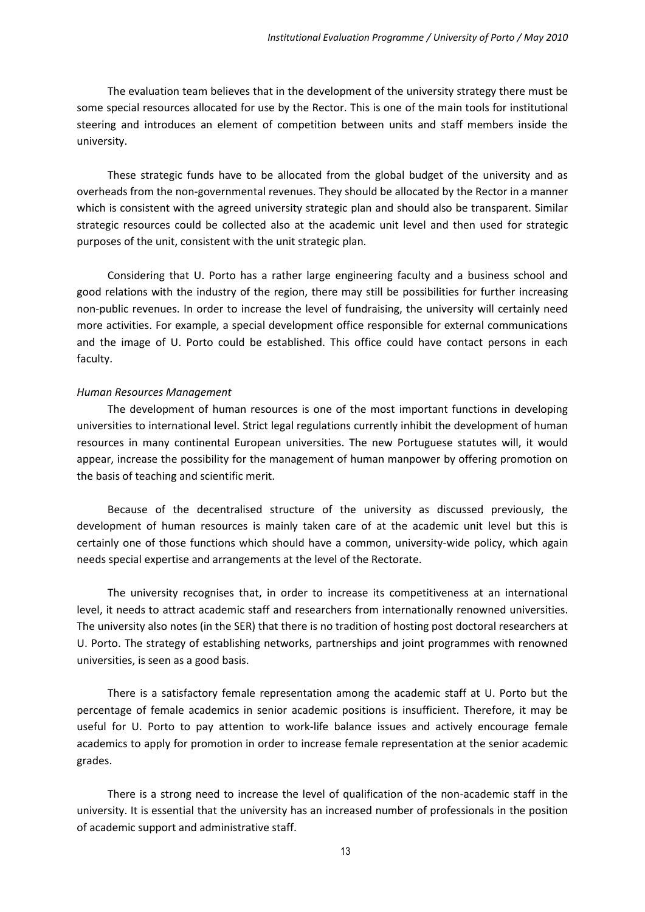The evaluation team believes that in the development of the university strategy there must be some special resources allocated for use by the Rector. This is one of the main tools for institutional steering and introduces an element of competition between units and staff members inside the university.

These strategic funds have to be allocated from the global budget of the university and as overheads from the non-governmental revenues. They should be allocated by the Rector in a manner which is consistent with the agreed university strategic plan and should also be transparent. Similar strategic resources could be collected also at the academic unit level and then used for strategic purposes of the unit, consistent with the unit strategic plan.

Considering that U. Porto has a rather large engineering faculty and a business school and good relations with the industry of the region, there may still be possibilities for further increasing non-public revenues. In order to increase the level of fundraising, the university will certainly need more activities. For example, a special development office responsible for external communications and the image of U. Porto could be established. This office could have contact persons in each faculty.

*Human Resources Management*

The development of human resources is one of the most important functions in developing universities to international level. Strict legal regulations currently inhibit the development of human resources in many continental European universities. The new Portuguese statutes will, it would appear, increase the possibility for the management of human manpower by offering promotion on the basis of teaching and scientific merit.

Because of the decentralised structure of the university as discussed previously, the development of human resources is mainly taken care of at the academic unit level but this is certainly one of those functions which should have a common, university-wide policy, which again needs special expertise and arrangements at the level of the Rectorate.

The university recognises that, in order to increase its competitiveness at an international level, it needs to attract academic staff and researchers from internationally renowned universities. The university also notes (in the SER) that there is no tradition of hosting post doctoral researchers at U. Porto. The strategy of establishing networks, partnerships and joint programmes with renowned universities, is seen as a good basis.

There is a satisfactory female representation among the academic staff at U. Porto but the percentage of female academics in senior academic positions is insufficient. Therefore, it may be useful for U. Porto to pay attention to work-life balance issues and actively encourage female academics to apply for promotion in order to increase female representation at the senior academic grades.

There is a strong need to increase the level of qualification of the non-academic staff in the university. It is essential that the university has an increased number of professionals in the position of academic support and administrative staff.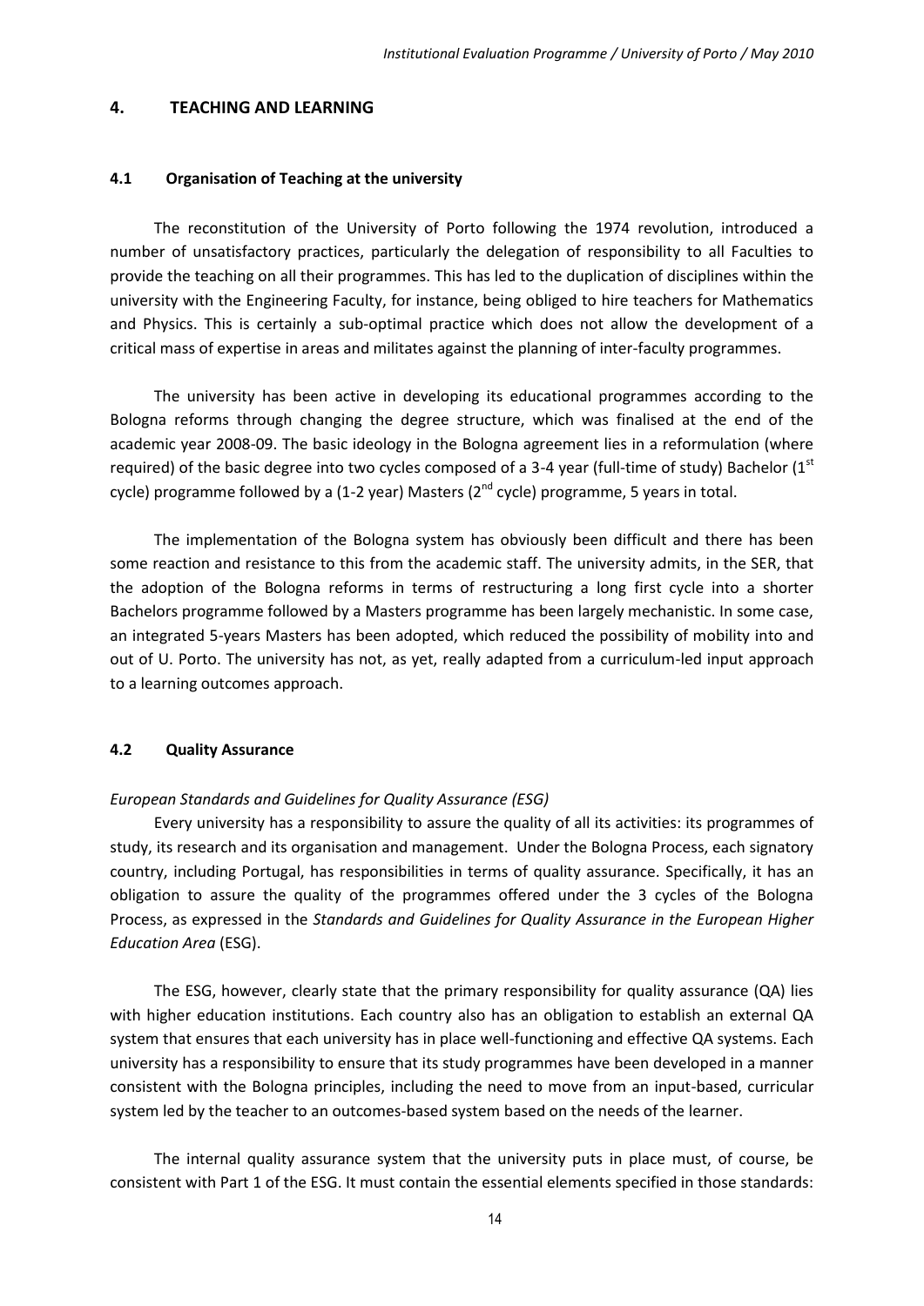## 4. TEACHING AND LEARNING

### 4.1 Organisation of Teaching at the university

The reconstitution of the University of Porto following the 1974 revolution, introduced a number of unsatisfactory practices, particularly the delegation of responsibility to all Faculties to provide the teaching on all their programmes. This has led to the duplication of disciplines within the university with the Engineering Faculty, for instance, being obliged to hire teachers for Mathematics and Physics. This is certainly a sub-optimal practice which does not allow the development of a critical mass of expertise in areas and militates against the planning of inter-faculty programmes.

The university has been active in developing its educational programmes according to the Bologna reforms through changing the degree structure, which was finalised at the end of the academic year 2008-09. The basic ideology in the Bologna agreement lies in a reformulation (where required) of the basic degree into two cycles composed of a 3-4 year (full-time of study) Bachelor (1st cycle) programme followed by a (1-2 year) Masters (2nd cycle) programme, 5 years in total.

The implementation of the Bologna system has obviously been difficult and there has been some reaction and resistance to this from the academic staff. The university admits, in the SER, that the adoption of the Bologna reforms in terms of restructuring a long first cycle into a shorter Bachelors programme followed by a Masters programme has been largely mechanistic. In some case, an integrated 5-years Masters has been adopted, which reduced the possibility of mobility into and out of U. Porto. The university has not, as yet, really adapted from a curriculum-led input approach to a learning outcomes approach.

### 4.2 Quality Assurance

*European Standards and Guidelines for Quality Assurance (ESG)*

Every university has a responsibility to assure the quality of all its activities: its programmes of study, its research and its organisation and management. Under the Bologna Process, each signatory country, including Portugal, has responsibilities in terms of quality assurance. Specifically, it has an obligation to assure the quality of the programmes offered under the 3 cycles of the Bologna Process, as expressed in the *Standards and Guidelines for Quality Assurance in the European Higher Education Area* (ESG).

The ESG, however, clearly state that the primary responsibility for quality assurance (QA) lies with higher education institutions. Each country also has an obligation to establish an external QA system that ensures that each university has in place well-functioning and effective QA systems. Each university has a responsibility to ensure that its study programmes have been developed in a manner consistent with the Bologna principles, including the need to move from an input-based, curricular system led by the teacher to an outcomes-based system based on the needs of the learner.

The internal quality assurance system that the university puts in place must, of course, be consistent with Part 1 of the ESG. It must contain the essential elements specified in those standards: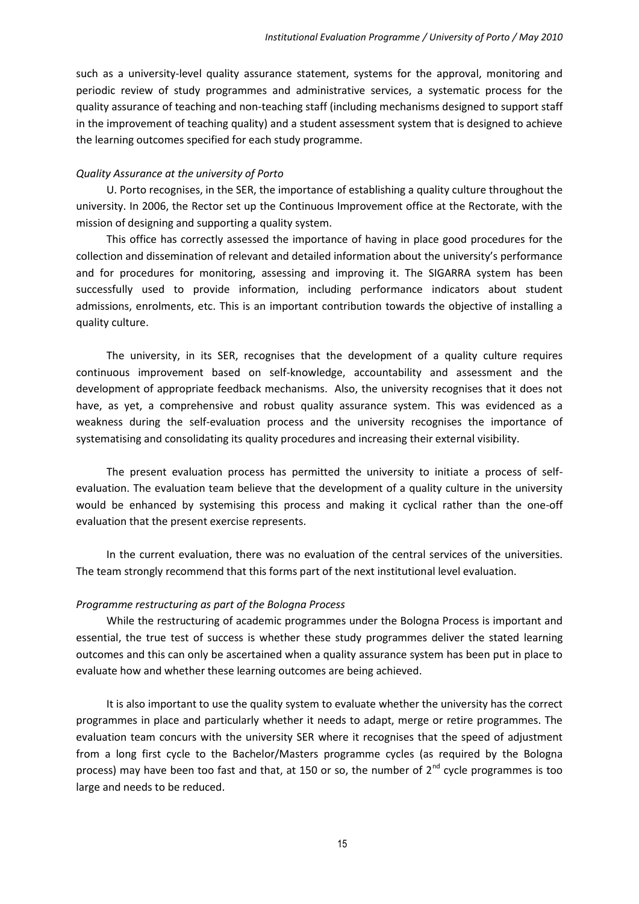such as a university-level quality assurance statement, systems for the approval, monitoring and periodic review of study programmes and administrative services, a systematic process for the quality assurance of teaching and non-teaching staff (including mechanisms designed to support staff in the improvement of teaching quality) and a student assessment system that is designed to achieve the learning outcomes specified for each study programme.

*Quality Assurance at the university of Porto*

U. Porto recognises, in the SER, the importance of establishing a quality culture throughout the university. In 2006, the Rector set up the Continuous Improvement office at the Rectorate, with the mission of designing and supporting a quality system.

This office has correctly assessed the importance of having in place good procedures for the collection and dissemination of relevant and detailed information about the university's performance and for procedures for monitoring, assessing and improving it. The SIGARRA system has been successfully used to provide information, including performance indicators about student admissions, enrolments, etc. This is an important contribution towards the objective of installing a quality culture.

The university, in its SER, recognises that the development of a quality culture requires continuous improvement based on self-knowledge, accountability and assessment and the development of appropriate feedback mechanisms. Also, the university recognises that it does not have, as yet, a comprehensive and robust quality assurance system. This was evidenced as a weakness during the self-evaluation process and the university recognises the importance of systematising and consolidating its quality procedures and increasing their external visibility.

The present evaluation process has permitted the university to initiate a process of self-evaluation. The evaluation team believe that the development of a quality culture in the university would be enhanced by systemising this process and making it cyclical rather than the one-off evaluation that the present exercise represents.

In the current evaluation, there was no evaluation of the central services of the universities. The team strongly recommend that this forms part of the next institutional level evaluation.

*Programme restructuring as part of the Bologna Process*

While the restructuring of academic programmes under the Bologna Process is important and essential, the true test of success is whether these study programmes deliver the stated learning outcomes and this can only be ascertained when a quality assurance system has been put in place to evaluate how and whether these learning outcomes are being achieved.

It is also important to use the quality system to evaluate whether the university has the correct programmes in place and particularly whether it needs to adapt, merge or retire programmes. The evaluation team concurs with the university SER where it recognises that the speed of adjustment from a long first cycle to the Bachelor/Masters programme cycles (as required by the Bologna process) may have been too fast and that, at 150 or so, the number of 2nd cycle programmes is too large and needs to be reduced.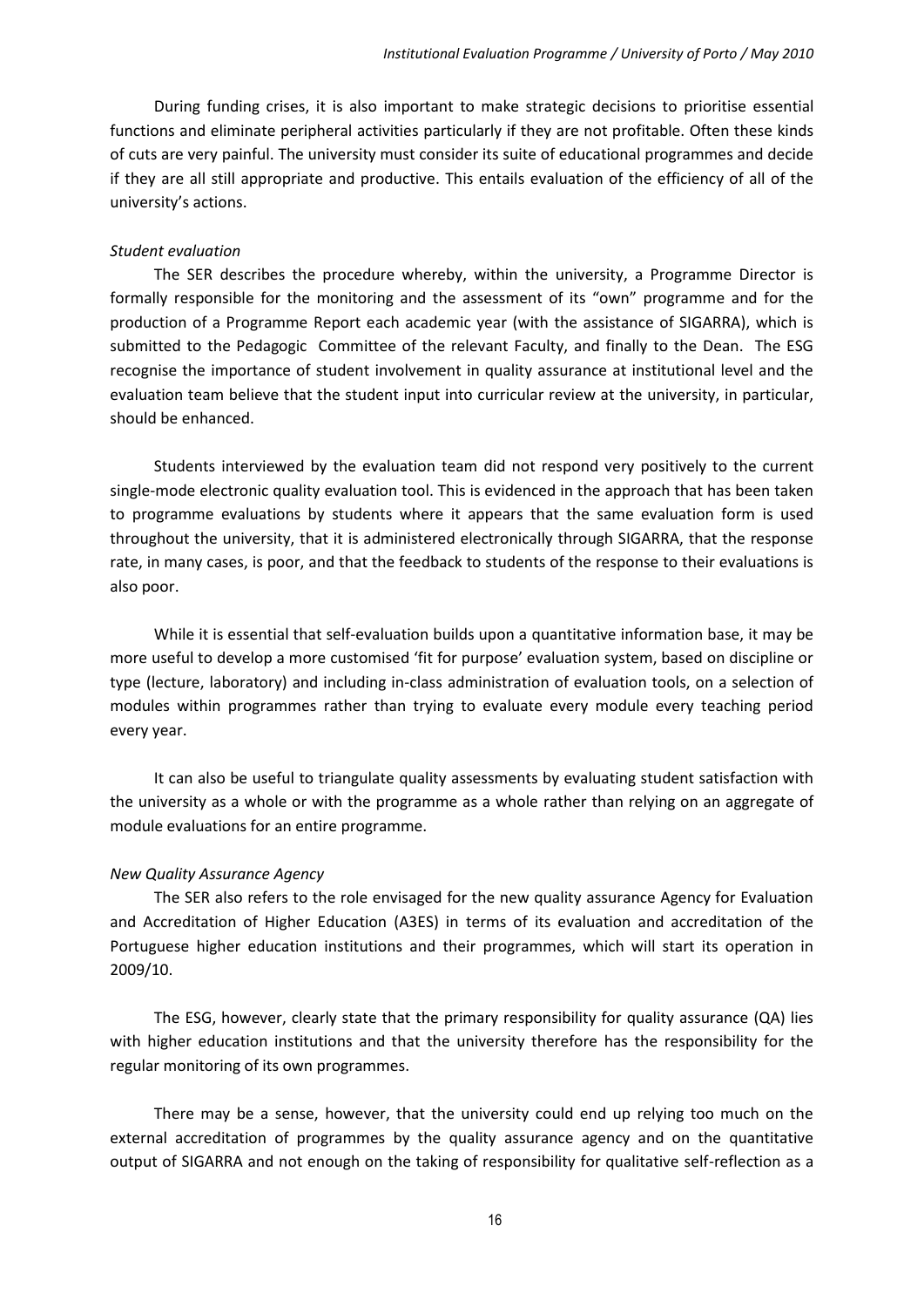During funding crises, it is also important to make strategic decisions to prioritise essential functions and eliminate peripheral activities particularly if they are not profitable. Often these kinds of cuts are very painful. The university must consider its suite of educational programmes and decide if they are all still appropriate and productive. This entails evaluation of the efficiency of all of the university's actions.

*Student evaluation*

The SER describes the procedure whereby, within the university, a Programme Director is formally responsible for the monitoring and the assessment of its "own" programme and for the production of a Programme Report each academic year (with the assistance of SIGARRA), which is submitted to the Pedagogic Committee of the relevant Faculty, and finally to the Dean. The ESG recognise the importance of student involvement in quality assurance at institutional level and the evaluation team believe that the student input into curricular review at the university, in particular, should be enhanced.

Students interviewed by the evaluation team did not respond very positively to the current single-mode electronic quality evaluation tool. This is evidenced in the approach that has been taken to programme evaluations by students where it appears that the same evaluation form is used throughout the university, that it is administered electronically through SIGARRA, that the response rate, in many cases, is poor, and that the feedback to students of the response to their evaluations is also poor.

While it is essential that self-evaluation builds upon a quantitative information base, it may be more useful to develop a more customised 'fit for purpose' evaluation system, based on discipline or type (lecture, laboratory) and including in-class administration of evaluation tools, on a selection of modules within programmes rather than trying to evaluate every module every teaching period every year.

It can also be useful to triangulate quality assessments by evaluating student satisfaction with the university as a whole or with the programme as a whole rather than relying on an aggregate of module evaluations for an entire programme.

*New Quality Assurance Agency*

The SER also refers to the role envisaged for the new quality assurance Agency for Evaluation and Accreditation of Higher Education (A3ES) in terms of its evaluation and accreditation of the Portuguese higher education institutions and their programmes, which will start its operation in 2009/10.

The ESG, however, clearly state that the primary responsibility for quality assurance (QA) lies with higher education institutions and that the university therefore has the responsibility for the regular monitoring of its own programmes.

There may be a sense, however, that the university could end up relying too much on the external accreditation of programmes by the quality assurance agency and on the quantitative output of SIGARRA and not enough on the taking of responsibility for qualitative self-reflection as a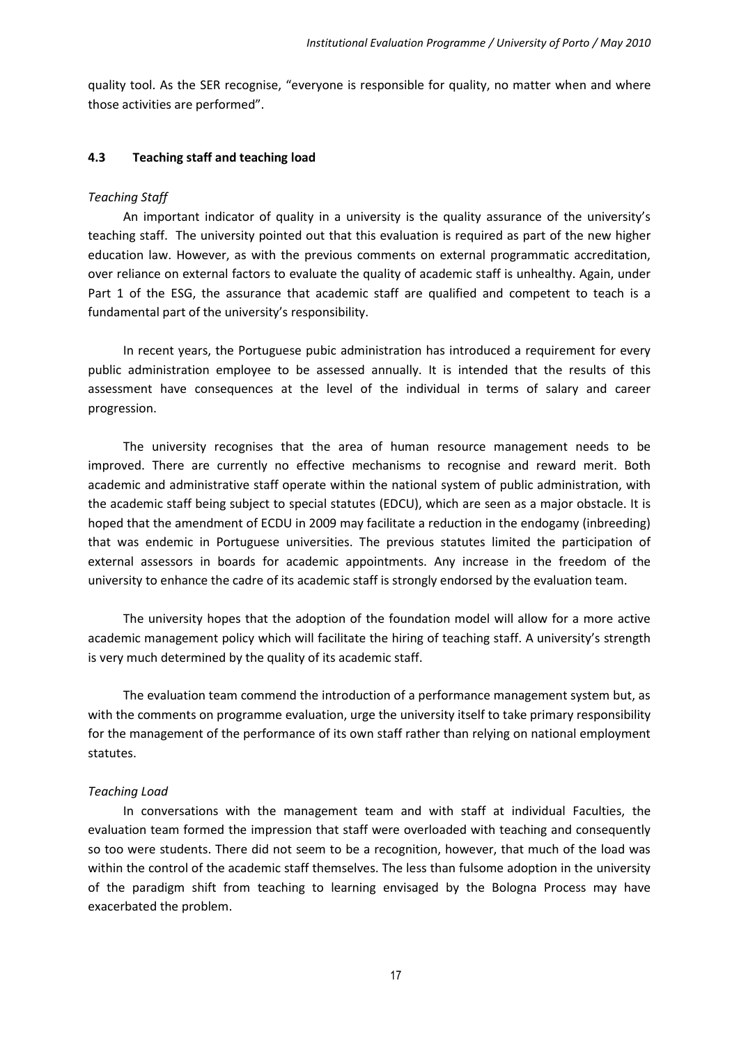quality tool. As the SER recognise, "everyone is responsible for quality, no matter when and where those activities are performed".

### 4.3 Teaching staff and teaching load

*Teaching Staff*

An important indicator of quality in a university is the quality assurance of the university's teaching staff. The university pointed out that this evaluation is required as part of the new higher education law. However, as with the previous comments on external programmatic accreditation, over reliance on external factors to evaluate the quality of academic staff is unhealthy. Again, under Part 1 of the ESG, the assurance that academic staff are qualified and competent to teach is a fundamental part of the university's responsibility.

In recent years, the Portuguese pubic administration has introduced a requirement for every public administration employee to be assessed annually. It is intended that the results of this assessment have consequences at the level of the individual in terms of salary and career progression.

The university recognises that the area of human resource management needs to be improved. There are currently no effective mechanisms to recognise and reward merit. Both academic and administrative staff operate within the national system of public administration, with the academic staff being subject to special statutes (EDCU), which are seen as a major obstacle. It is hoped that the amendment of ECDU in 2009 may facilitate a reduction in the endogamy (inbreeding) that was endemic in Portuguese universities. The previous statutes limited the participation of external assessors in boards for academic appointments. Any increase in the freedom of the university to enhance the cadre of its academic staff is strongly endorsed by the evaluation team.

The university hopes that the adoption of the foundation model will allow for a more active academic management policy which will facilitate the hiring of teaching staff. A university's strength is very much determined by the quality of its academic staff.

The evaluation team commend the introduction of a performance management system but, as with the comments on programme evaluation, urge the university itself to take primary responsibility for the management of the performance of its own staff rather than relying on national employment statutes.

*Teaching Load*

In conversations with the management team and with staff at individual Faculties, the evaluation team formed the impression that staff were overloaded with teaching and consequently so too were students. There did not seem to be a recognition, however, that much of the load was within the control of the academic staff themselves. The less than fulsome adoption in the university of the paradigm shift from teaching to learning envisaged by the Bologna Process may have exacerbated the problem.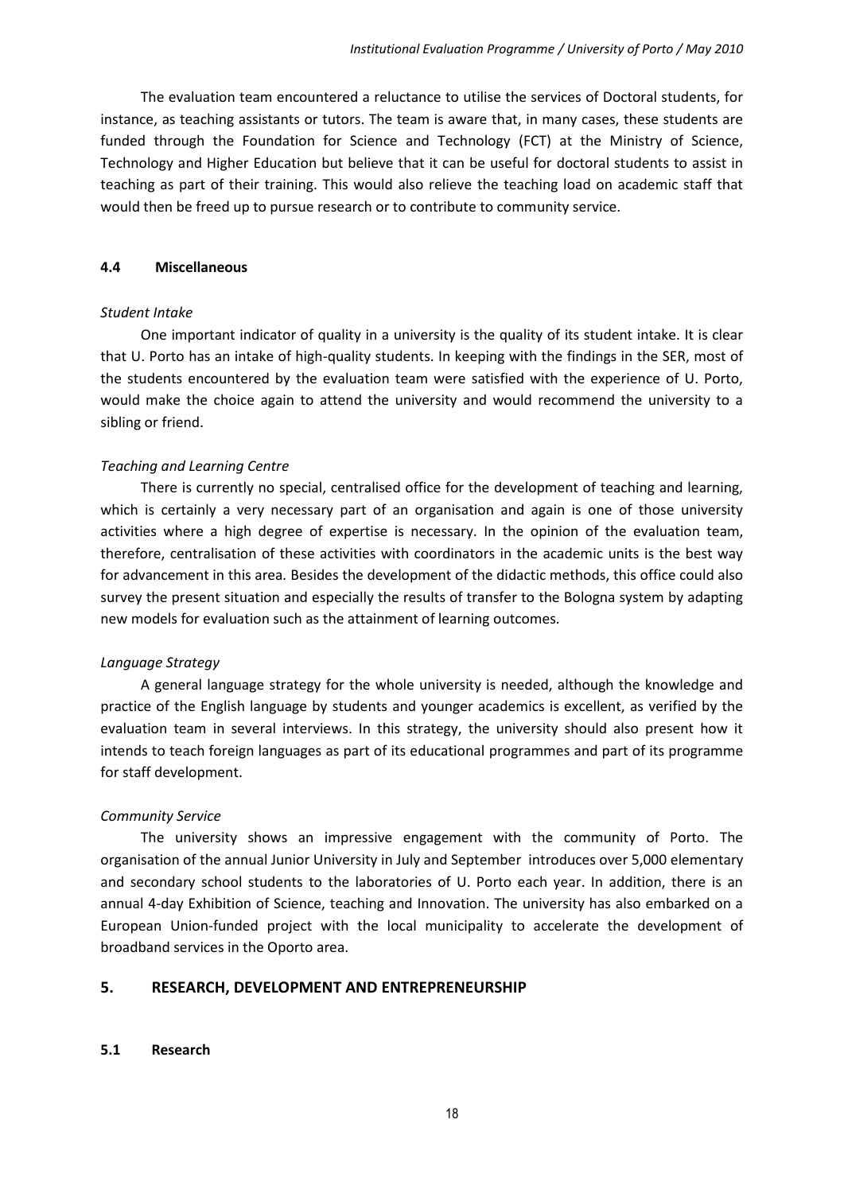The evaluation team encountered a reluctance to utilise the services of Doctoral students, for instance, as teaching assistants or tutors. The team is aware that, in many cases, these students are funded through the Foundation for Science and Technology (FCT) at the Ministry of Science, Technology and Higher Education but believe that it can be useful for doctoral students to assist in teaching as part of their training. This would also relieve the teaching load on academic staff that would then be freed up to pursue research or to contribute to community service.

### 4.4 Miscellaneous

*Student Intake*

One important indicator of quality in a university is the quality of its student intake. It is clear that U. Porto has an intake of high-quality students. In keeping with the findings in the SER, most of the students encountered by the evaluation team were satisfied with the experience of U. Porto, would make the choice again to attend the university and would recommend the university to a sibling or friend.

*Teaching and Learning Centre*

There is currently no special, centralised office for the development of teaching and learning, which is certainly a very necessary part of an organisation and again is one of those university activities where a high degree of expertise is necessary. In the opinion of the evaluation team, therefore, centralisation of these activities with coordinators in the academic units is the best way for advancement in this area. Besides the development of the didactic methods, this office could also survey the present situation and especially the results of transfer to the Bologna system by adapting new models for evaluation such as the attainment of learning outcomes.

*Language Strategy*

A general language strategy for the whole university is needed, although the knowledge and practice of the English language by students and younger academics is excellent, as verified by the evaluation team in several interviews. In this strategy, the university should also present how it intends to teach foreign languages as part of its educational programmes and part of its programme for staff development.

*Community Service*

The university shows an impressive engagement with the community of Porto. The organisation of the annual Junior University in July and September introduces over 5,000 elementary and secondary school students to the laboratories of U. Porto each year. In addition, there is an annual 4-day Exhibition of Science, teaching and Innovation. The university has also embarked on a European Union-funded project with the local municipality to accelerate the development of broadband services in the Oporto area.

## 5. RESEARCH, DEVELOPMENT AND ENTREPRENEURSHIP

### 5.1 Research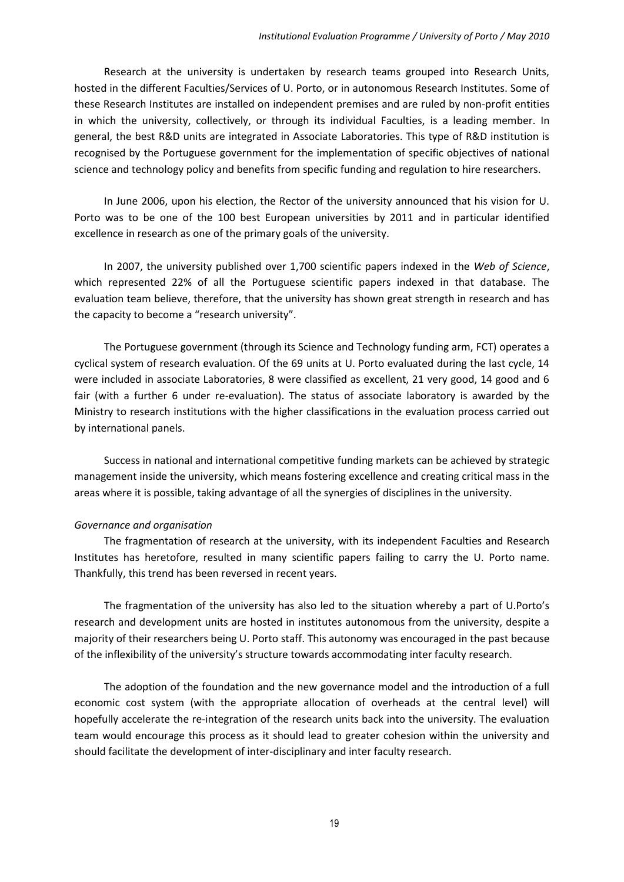Research at the university is undertaken by research teams grouped into Research Units, hosted in the different Faculties/Services of U. Porto, or in autonomous Research Institutes. Some of these Research Institutes are installed on independent premises and are ruled by non-profit entities in which the university, collectively, or through its individual Faculties, is a leading member. In general, the best R&D units are integrated in Associate Laboratories. This type of R&D institution is recognised by the Portuguese government for the implementation of specific objectives of national science and technology policy and benefits from specific funding and regulation to hire researchers.

In June 2006, upon his election, the Rector of the university announced that his vision for U. Porto was to be one of the 100 best European universities by 2011 and in particular identified excellence in research as one of the primary goals of the university.

In 2007, the university published over 1,700 scientific papers indexed in the *Web of Science*, which represented 22% of all the Portuguese scientific papers indexed in that database. The evaluation team believe, therefore, that the university has shown great strength in research and has the capacity to become a "research university".

The Portuguese government (through its Science and Technology funding arm, FCT) operates a cyclical system of research evaluation. Of the 69 units at U. Porto evaluated during the last cycle, 14 were included in associate Laboratories, 8 were classified as excellent, 21 very good, 14 good and 6 fair (with a further 6 under re-evaluation). The status of associate laboratory is awarded by the Ministry to research institutions with the higher classifications in the evaluation process carried out by international panels.

Success in national and international competitive funding markets can be achieved by strategic management inside the university, which means fostering excellence and creating critical mass in the areas where it is possible, taking advantage of all the synergies of disciplines in the university.

*Governance and organisation*

The fragmentation of research at the university, with its independent Faculties and Research Institutes has heretofore, resulted in many scientific papers failing to carry the U. Porto name. Thankfully, this trend has been reversed in recent years.

The fragmentation of the university has also led to the situation whereby a part of U.Porto's research and development units are hosted in institutes autonomous from the university, despite a majority of their researchers being U. Porto staff. This autonomy was encouraged in the past because of the inflexibility of the university's structure towards accommodating inter faculty research.

The adoption of the foundation and the new governance model and the introduction of a full economic cost system (with the appropriate allocation of overheads at the central level) will hopefully accelerate the re-integration of the research units back into the university. The evaluation team would encourage this process as it should lead to greater cohesion within the university and should facilitate the development of inter-disciplinary and inter faculty research.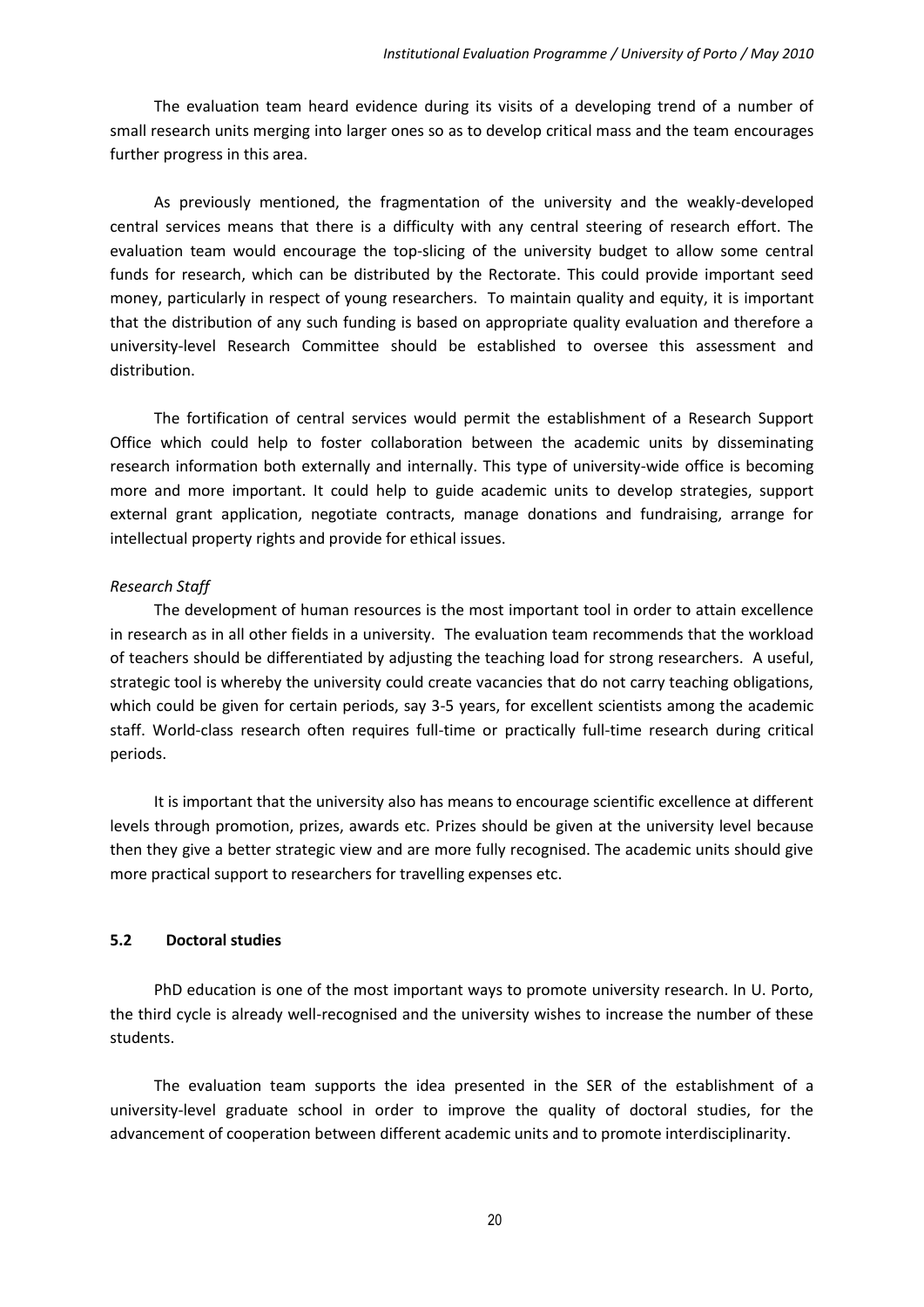The evaluation team heard evidence during its visits of a developing trend of a number of small research units merging into larger ones so as to develop critical mass and the team encourages further progress in this area.

As previously mentioned, the fragmentation of the university and the weakly-developed central services means that there is a difficulty with any central steering of research effort. The evaluation team would encourage the top-slicing of the university budget to allow some central funds for research, which can be distributed by the Rectorate. This could provide important seed money, particularly in respect of young researchers. To maintain quality and equity, it is important that the distribution of any such funding is based on appropriate quality evaluation and therefore a university-level Research Committee should be established to oversee this assessment and distribution.

The fortification of central services would permit the establishment of a Research Support Office which could help to foster collaboration between the academic units by disseminating research information both externally and internally. This type of university-wide office is becoming more and more important. It could help to guide academic units to develop strategies, support external grant application, negotiate contracts, manage donations and fundraising, arrange for intellectual property rights and provide for ethical issues.

*Research Staff*

The development of human resources is the most important tool in order to attain excellence in research as in all other fields in a university. The evaluation team recommends that the workload of teachers should be differentiated by adjusting the teaching load for strong researchers. A useful, strategic tool is whereby the university could create vacancies that do not carry teaching obligations, which could be given for certain periods, say 3-5 years, for excellent scientists among the academic staff. World-class research often requires full-time or practically full-time research during critical periods.

It is important that the university also has means to encourage scientific excellence at different levels through promotion, prizes, awards etc. Prizes should be given at the university level because then they give a better strategic view and are more fully recognised. The academic units should give more practical support to researchers for travelling expenses etc.

### 5.2 Doctoral studies

PhD education is one of the most important ways to promote university research. In U. Porto, the third cycle is already well-recognised and the university wishes to increase the number of these students.

The evaluation team supports the idea presented in the SER of the establishment of a university-level graduate school in order to improve the quality of doctoral studies, for the advancement of cooperation between different academic units and to promote interdisciplinarity.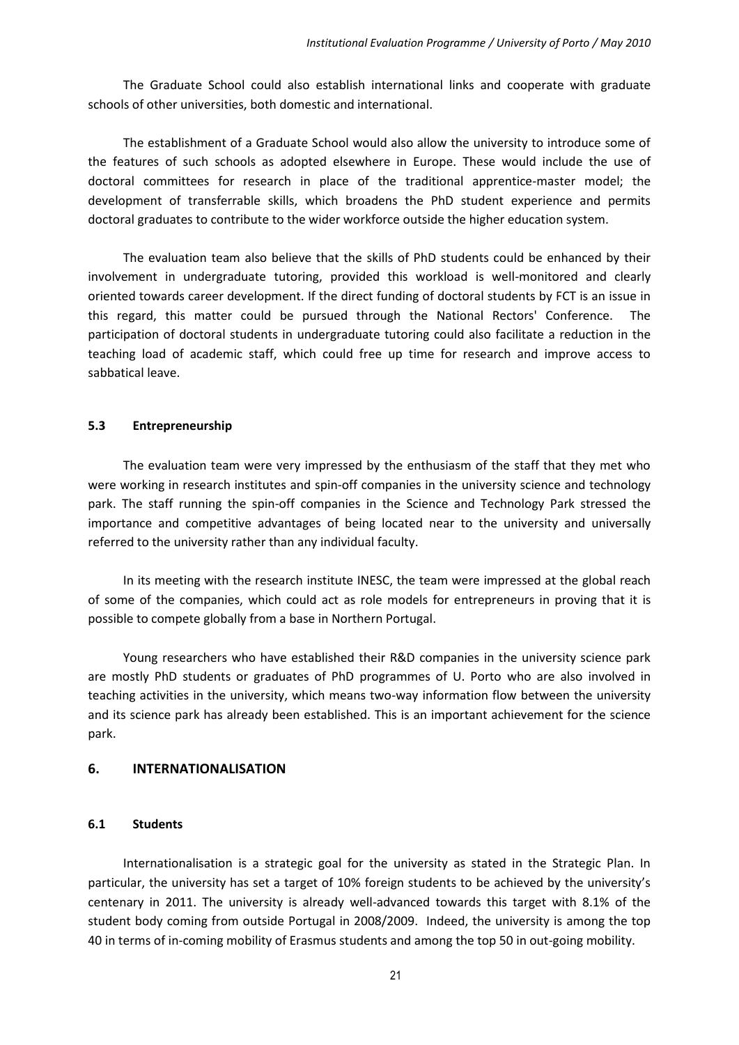The Graduate School could also establish international links and cooperate with graduate schools of other universities, both domestic and international.

The establishment of a Graduate School would also allow the university to introduce some of the features of such schools as adopted elsewhere in Europe. These would include the use of doctoral committees for research in place of the traditional apprentice-master model; the development of transferrable skills, which broadens the PhD student experience and permits doctoral graduates to contribute to the wider workforce outside the higher education system.

The evaluation team also believe that the skills of PhD students could be enhanced by their involvement in undergraduate tutoring, provided this workload is well-monitored and clearly oriented towards career development. If the direct funding of doctoral students by FCT is an issue in this regard, this matter could be pursued through the National Rectors' Conference. The participation of doctoral students in undergraduate tutoring could also facilitate a reduction in the teaching load of academic staff, which could free up time for research and improve access to sabbatical leave.

### 5.3 Entrepreneurship

The evaluation team were very impressed by the enthusiasm of the staff that they met who were working in research institutes and spin-off companies in the university science and technology park. The staff running the spin-off companies in the Science and Technology Park stressed the importance and competitive advantages of being located near to the university and universally referred to the university rather than any individual faculty.

In its meeting with the research institute INESC, the team were impressed at the global reach of some of the companies, which could act as role models for entrepreneurs in proving that it is possible to compete globally from a base in Northern Portugal.

Young researchers who have established their R&D companies in the university science park are mostly PhD students or graduates of PhD programmes of U. Porto who are also involved in teaching activities in the university, which means two-way information flow between the university and its science park has already been established. This is an important achievement for the science park.

## 6. INTERNATIONALISATION

### 6.1 Students

Internationalisation is a strategic goal for the university as stated in the Strategic Plan. In particular, the university has set a target of 10% foreign students to be achieved by the university's centenary in 2011. The university is already well-advanced towards this target with 8.1% of the student body coming from outside Portugal in 2008/2009. Indeed, the university is among the top 40 in terms of in-coming mobility of Erasmus students and among the top 50 in out-going mobility.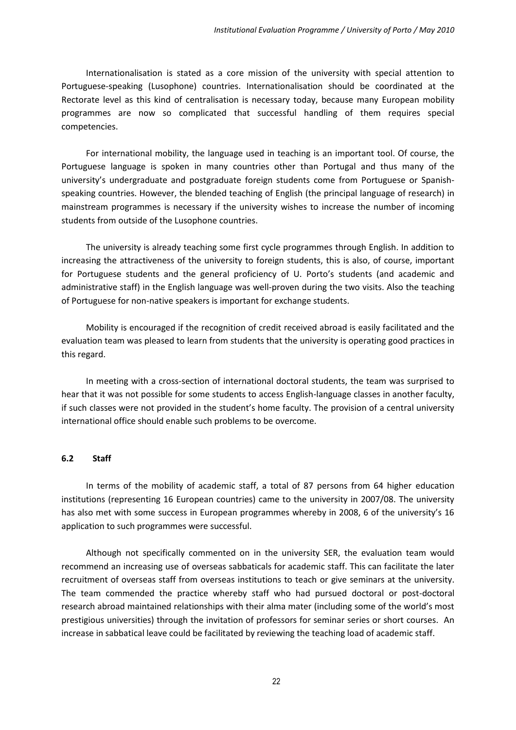Internationalisation is stated as a core mission of the university with special attention to Portuguese-speaking (Lusophone) countries. Internationalisation should be coordinated at the Rectorate level as this kind of centralisation is necessary today, because many European mobility programmes are now so complicated that successful handling of them requires special competencies.

For international mobility, the language used in teaching is an important tool. Of course, the Portuguese language is spoken in many countries other than Portugal and thus many of the university's undergraduate and postgraduate foreign students come from Portuguese or Spanish-speaking countries. However, the blended teaching of English (the principal language of research) in mainstream programmes is necessary if the university wishes to increase the number of incoming students from outside of the Lusophone countries.

The university is already teaching some first cycle programmes through English. In addition to increasing the attractiveness of the university to foreign students, this is also, of course, important for Portuguese students and the general proficiency of U. Porto's students (and academic and administrative staff) in the English language was well-proven during the two visits. Also the teaching of Portuguese for non-native speakers is important for exchange students.

Mobility is encouraged if the recognition of credit received abroad is easily facilitated and the evaluation team was pleased to learn from students that the university is operating good practices in this regard.

In meeting with a cross-section of international doctoral students, the team was surprised to hear that it was not possible for some students to access English-language classes in another faculty, if such classes were not provided in the student's home faculty. The provision of a central university international office should enable such problems to be overcome.

### 6.2 Staff

In terms of the mobility of academic staff, a total of 87 persons from 64 higher education institutions (representing 16 European countries) came to the university in 2007/08. The university has also met with some success in European programmes whereby in 2008, 6 of the university's 16 application to such programmes were successful.

Although not specifically commented on in the university SER, the evaluation team would recommend an increasing use of overseas sabbaticals for academic staff. This can facilitate the later recruitment of overseas staff from overseas institutions to teach or give seminars at the university. The team commended the practice whereby staff who had pursued doctoral or post-doctoral research abroad maintained relationships with their alma mater (including some of the world's most prestigious universities) through the invitation of professors for seminar series or short courses. An increase in sabbatical leave could be facilitated by reviewing the teaching load of academic staff.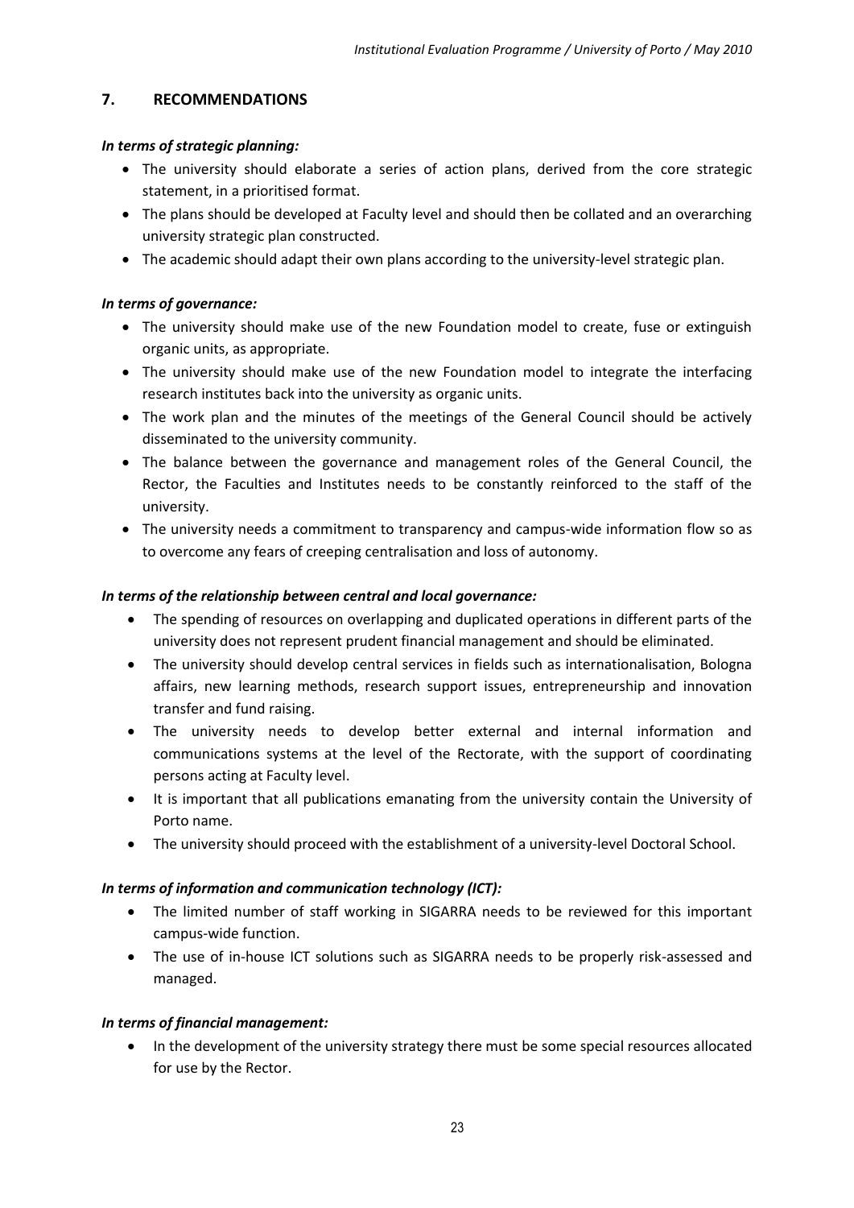## 7. RECOMMENDATIONS

***In terms of strategic planning:***

- The university should elaborate a series of action plans, derived from the core strategic statement, in a prioritised format.
- The plans should be developed at Faculty level and should then be collated and an overarching university strategic plan constructed.
- The academic should adapt their own plans according to the university-level strategic plan.

***In terms of governance:***

- The university should make use of the new Foundation model to create, fuse or extinguish organic units, as appropriate.
- The university should make use of the new Foundation model to integrate the interfacing research institutes back into the university as organic units.
- The work plan and the minutes of the meetings of the General Council should be actively disseminated to the university community.
- The balance between the governance and management roles of the General Council, the Rector, the Faculties and Institutes needs to be constantly reinforced to the staff of the university.
- The university needs a commitment to transparency and campus-wide information flow so as to overcome any fears of creeping centralisation and loss of autonomy.

***In terms of the relationship between central and local governance:***

- The spending of resources on overlapping and duplicated operations in different parts of the university does not represent prudent financial management and should be eliminated.
- The university should develop central services in fields such as internationalisation, Bologna affairs, new learning methods, research support issues, entrepreneurship and innovation transfer and fund raising.
- The university needs to develop better external and internal information and communications systems at the level of the Rectorate, with the support of coordinating persons acting at Faculty level.
- It is important that all publications emanating from the university contain the University of Porto name.
- The university should proceed with the establishment of a university-level Doctoral School.

***In terms of information and communication technology (ICT):***

- The limited number of staff working in SIGARRA needs to be reviewed for this important campus-wide function.
- The use of in-house ICT solutions such as SIGARRA needs to be properly risk-assessed and managed.

***In terms of financial management:***

- In the development of the university strategy there must be some special resources allocated for use by the Rector.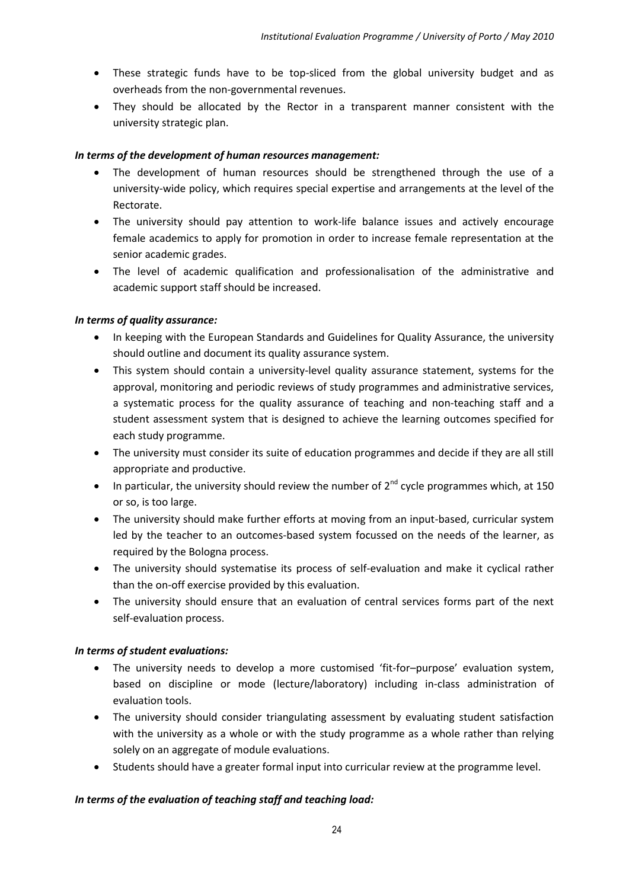- These strategic funds have to be top-sliced from the global university budget and as overheads from the non-governmental revenues.
- They should be allocated by the Rector in a transparent manner consistent with the university strategic plan.

***In terms of the development of human resources management:***

- The development of human resources should be strengthened through the use of a university-wide policy, which requires special expertise and arrangements at the level of the Rectorate.
- The university should pay attention to work-life balance issues and actively encourage female academics to apply for promotion in order to increase female representation at the senior academic grades.
- The level of academic qualification and professionalisation of the administrative and academic support staff should be increased.

***In terms of quality assurance:***

- In keeping with the European Standards and Guidelines for Quality Assurance, the university should outline and document its quality assurance system.
- This system should contain a university-level quality assurance statement, systems for the approval, monitoring and periodic reviews of study programmes and administrative services, a systematic process for the quality assurance of teaching and non-teaching staff and a student assessment system that is designed to achieve the learning outcomes specified for each study programme.
- The university must consider its suite of education programmes and decide if they are all still appropriate and productive.
- In particular, the university should review the number of 2nd cycle programmes which, at 150 or so, is too large.
- The university should make further efforts at moving from an input-based, curricular system led by the teacher to an outcomes-based system focussed on the needs of the learner, as required by the Bologna process.
- The university should systematise its process of self-evaluation and make it cyclical rather than the on-off exercise provided by this evaluation.
- The university should ensure that an evaluation of central services forms part of the next self-evaluation process.

***In terms of student evaluations:***

- The university needs to develop a more customised 'fit-for–purpose' evaluation system, based on discipline or mode (lecture/laboratory) including in-class administration of evaluation tools.
- The university should consider triangulating assessment by evaluating student satisfaction with the university as a whole or with the study programme as a whole rather than relying solely on an aggregate of module evaluations.
- Students should have a greater formal input into curricular review at the programme level.

***In terms of the evaluation of teaching staff and teaching load:***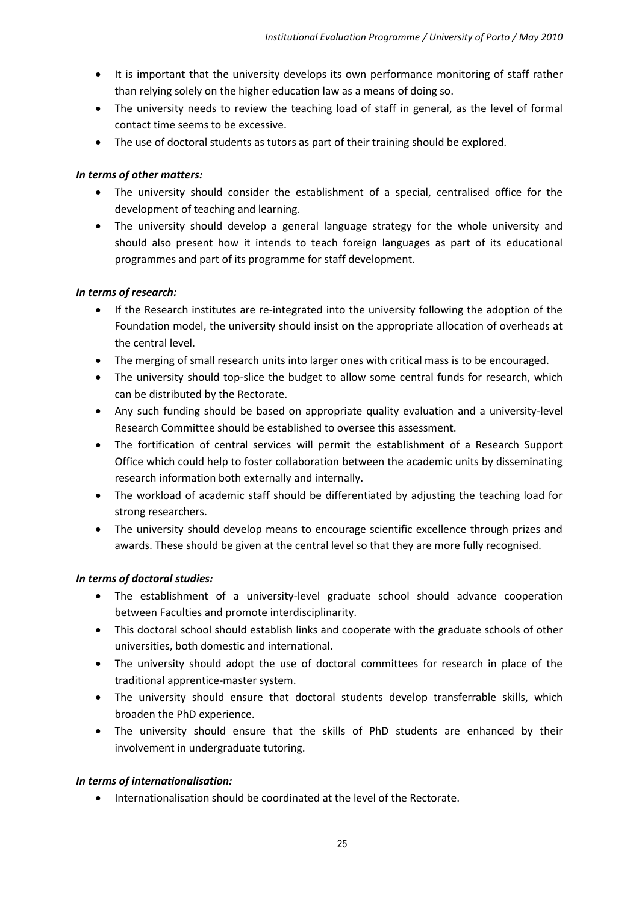- It is important that the university develops its own performance monitoring of staff rather than relying solely on the higher education law as a means of doing so.
- The university needs to review the teaching load of staff in general, as the level of formal contact time seems to be excessive.
- The use of doctoral students as tutors as part of their training should be explored.

***In terms of other matters:***

- The university should consider the establishment of a special, centralised office for the development of teaching and learning.
- The university should develop a general language strategy for the whole university and should also present how it intends to teach foreign languages as part of its educational programmes and part of its programme for staff development.

***In terms of research:***

- If the Research institutes are re-integrated into the university following the adoption of the Foundation model, the university should insist on the appropriate allocation of overheads at the central level.
- The merging of small research units into larger ones with critical mass is to be encouraged.
- The university should top-slice the budget to allow some central funds for research, which can be distributed by the Rectorate.
- Any such funding should be based on appropriate quality evaluation and a university-level Research Committee should be established to oversee this assessment.
- The fortification of central services will permit the establishment of a Research Support Office which could help to foster collaboration between the academic units by disseminating research information both externally and internally.
- The workload of academic staff should be differentiated by adjusting the teaching load for strong researchers.
- The university should develop means to encourage scientific excellence through prizes and awards. These should be given at the central level so that they are more fully recognised.

***In terms of doctoral studies:***

- The establishment of a university-level graduate school should advance cooperation between Faculties and promote interdisciplinarity.
- This doctoral school should establish links and cooperate with the graduate schools of other universities, both domestic and international.
- The university should adopt the use of doctoral committees for research in place of the traditional apprentice-master system.
- The university should ensure that doctoral students develop transferrable skills, which broaden the PhD experience.
- The university should ensure that the skills of PhD students are enhanced by their involvement in undergraduate tutoring.

***In terms of internationalisation:***

- Internationalisation should be coordinated at the level of the Rectorate.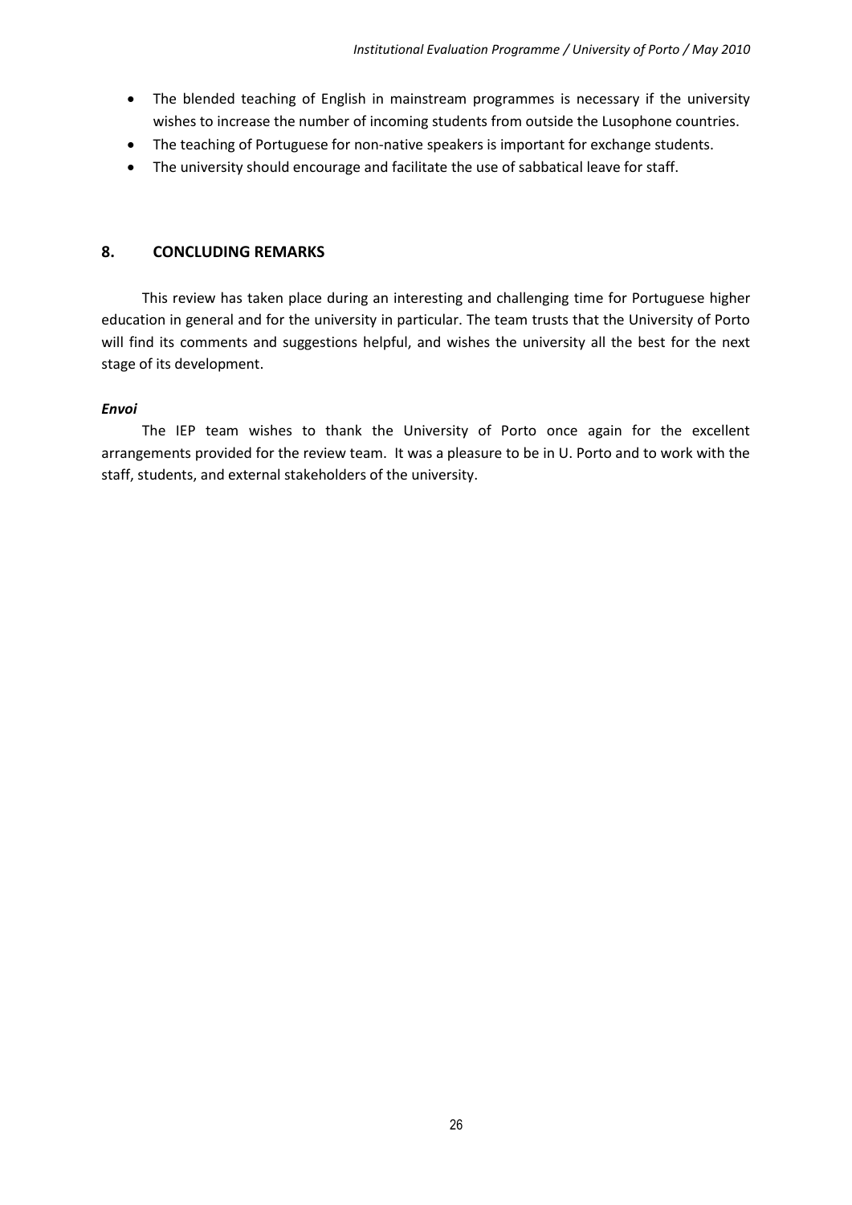- The blended teaching of English in mainstream programmes is necessary if the university wishes to increase the number of incoming students from outside the Lusophone countries.
- The teaching of Portuguese for non-native speakers is important for exchange students.
- The university should encourage and facilitate the use of sabbatical leave for staff.

## 8. CONCLUDING REMARKS

This review has taken place during an interesting and challenging time for Portuguese higher education in general and for the university in particular. The team trusts that the University of Porto will find its comments and suggestions helpful, and wishes the university all the best for the next stage of its development.

***Envoi***

The IEP team wishes to thank the University of Porto once again for the excellent arrangements provided for the review team. It was a pleasure to be in U. Porto and to work with the staff, students, and external stakeholders of the university.